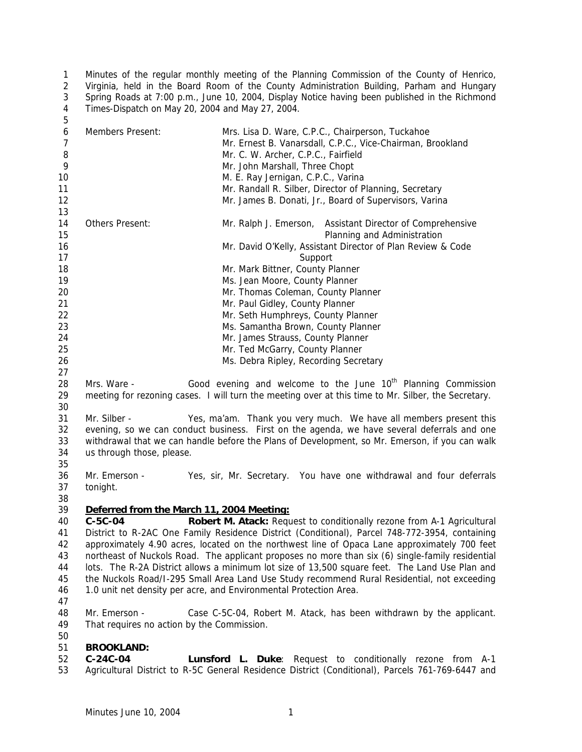Minutes of the regular monthly meeting of the Planning Commission of the County of Henrico, Virginia, held in the Board Room of the County Administration Building, Parham and Hungary Spring Roads at 7:00 p.m., June 10, 2004, Display Notice having been published in the Richmond Times-Dispatch on May 20, 2004 and May 27, 2004.

| | |
|---|---|
| Members Present: | Mrs. Lisa D. Ware, C.P.C., Chairperson, Tuckahoe |
| | Mr. Ernest B. Vanarsdall, C.P.C., Vice-Chairman, Brookland |
| | Mr. C. W. Archer, C.P.C., Fairfield |
| | Mr. John Marshall, Three Chopt |
| | M. E. Ray Jernigan, C.P.C., Varina |
| | Mr. Randall R. Silber, Director of Planning, Secretary |
| | Mr. James B. Donati, Jr., Board of Supervisors, Varina |
| Others Present: | Mr. Ralph J. Emerson, Assistant Director of Comprehensive Planning and Administration |
| | Mr. David O'Kelly, Assistant Director of Plan Review & Code Support |
| | Mr. Mark Bittner, County Planner |
| | Ms. Jean Moore, County Planner |
| | Mr. Thomas Coleman, County Planner |
| | Mr. Paul Gidley, County Planner |
| | Mr. Seth Humphreys, County Planner |
| | Ms. Samantha Brown, County Planner |
| | Mr. James Strauss, County Planner |
| | Mr. Ted McGarry, County Planner |
| | Ms. Debra Ripley, Recording Secretary |

Mrs. Ware - Good evening and welcome to the June 10th Planning Commission meeting for rezoning cases. I will turn the meeting over at this time to Mr. Silber, the Secretary.

Mr. Silber - Yes, ma'am. Thank you very much. We have all members present this evening, so we can conduct business. First on the agenda, we have several deferrals and one withdrawal that we can handle before the Plans of Development, so Mr. Emerson, if you can walk us through those, please.

Mr. Emerson - Yes, sir, Mr. Secretary. You have one withdrawal and four deferrals tonight.

**Deferred from the March 11, 2004 Meeting:**

**C-5C-04 Robert M. Atack:** Request to conditionally rezone from A-1 Agricultural District to R-2AC One Family Residence District (Conditional), Parcel 748-772-3954, containing approximately 4.90 acres, located on the northwest line of Opaca Lane approximately 700 feet northeast of Nuckols Road. The applicant proposes no more than six (6) single-family residential lots. The R-2A District allows a minimum lot size of 13,500 square feet. The Land Use Plan and the Nuckols Road/I-295 Small Area Land Use Study recommend Rural Residential, not exceeding 1.0 unit net density per acre, and Environmental Protection Area.

Mr. Emerson - Case C-5C-04, Robert M. Atack, has been withdrawn by the applicant. That requires no action by the Commission.

**BROOKLAND:**

**C-24C-04 Lunsford L. Duke**: Request to conditionally rezone from A-1 Agricultural District to R-5C General Residence District (Conditional), Parcels 761-769-6447 and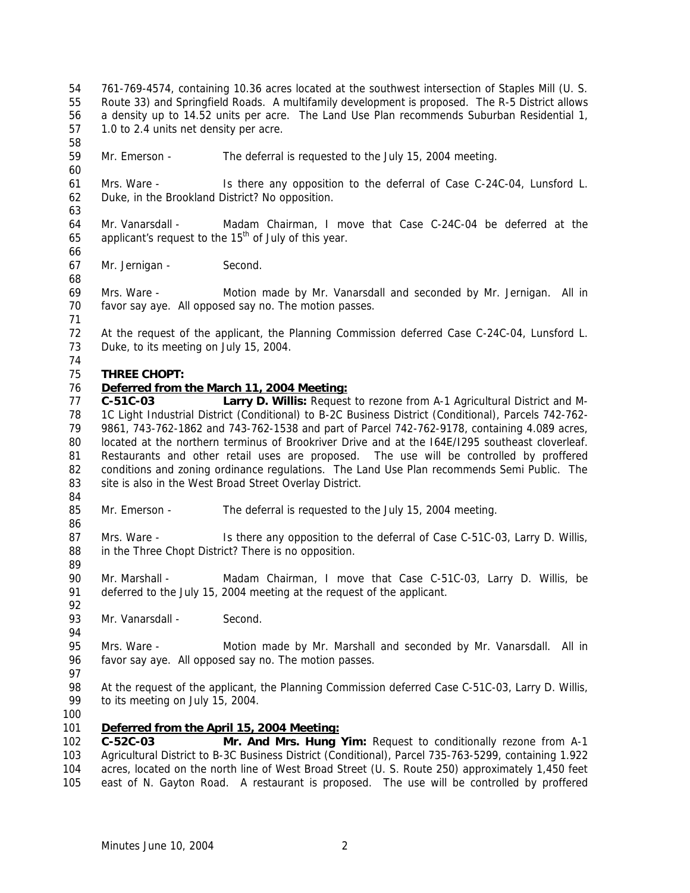761-769-4574, containing 10.36 acres located at the southwest intersection of Staples Mill (U. S. Route 33) and Springfield Roads. A multifamily development is proposed. The R-5 District allows a density up to 14.52 units per acre. The Land Use Plan recommends Suburban Residential 1, 1.0 to 2.4 units net density per acre.

Mr. Emerson - The deferral is requested to the July 15, 2004 meeting.

Mrs. Ware - Is there any opposition to the deferral of Case C-24C-04, Lunsford L. Duke, in the Brookland District? No opposition.

Mr. Vanarsdall - Madam Chairman, I move that Case C-24C-04 be deferred at the applicant's request to the 15th of July of this year.

Mr. Jernigan - Second.

Mrs. Ware - Motion made by Mr. Vanarsdall and seconded by Mr. Jernigan. All in favor say aye. All opposed say no. The motion passes.

At the request of the applicant, the Planning Commission deferred Case C-24C-04, Lunsford L. Duke, to its meeting on July 15, 2004.

**THREE CHOPT:**

**Deferred from the March 11, 2004 Meeting:**

**C-51C-03 Larry D. Willis:** Request to rezone from A-1 Agricultural District and M-1C Light Industrial District (Conditional) to B-2C Business District (Conditional), Parcels 742-762-9861, 743-762-1862 and 743-762-1538 and part of Parcel 742-762-9178, containing 4.089 acres, located at the northern terminus of Brookriver Drive and at the I64E/I295 southeast cloverleaf. Restaurants and other retail uses are proposed. The use will be controlled by proffered conditions and zoning ordinance regulations. The Land Use Plan recommends Semi Public. The site is also in the West Broad Street Overlay District.

Mr. Emerson - The deferral is requested to the July 15, 2004 meeting.

Mrs. Ware - Is there any opposition to the deferral of Case C-51C-03, Larry D. Willis, in the Three Chopt District? There is no opposition.

Mr. Marshall - Madam Chairman, I move that Case C-51C-03, Larry D. Willis, be deferred to the July 15, 2004 meeting at the request of the applicant.

Mr. Vanarsdall - Second.

Mrs. Ware - Motion made by Mr. Marshall and seconded by Mr. Vanarsdall. All in favor say aye. All opposed say no. The motion passes.

At the request of the applicant, the Planning Commission deferred Case C-51C-03, Larry D. Willis, to its meeting on July 15, 2004.

**Deferred from the April 15, 2004 Meeting:**

**C-52C-03 Mr. And Mrs. Hung Yim:** Request to conditionally rezone from A-1 Agricultural District to B-3C Business District (Conditional), Parcel 735-763-5299, containing 1.922 acres, located on the north line of West Broad Street (U. S. Route 250) approximately 1,450 feet east of N. Gayton Road. A restaurant is proposed. The use will be controlled by proffered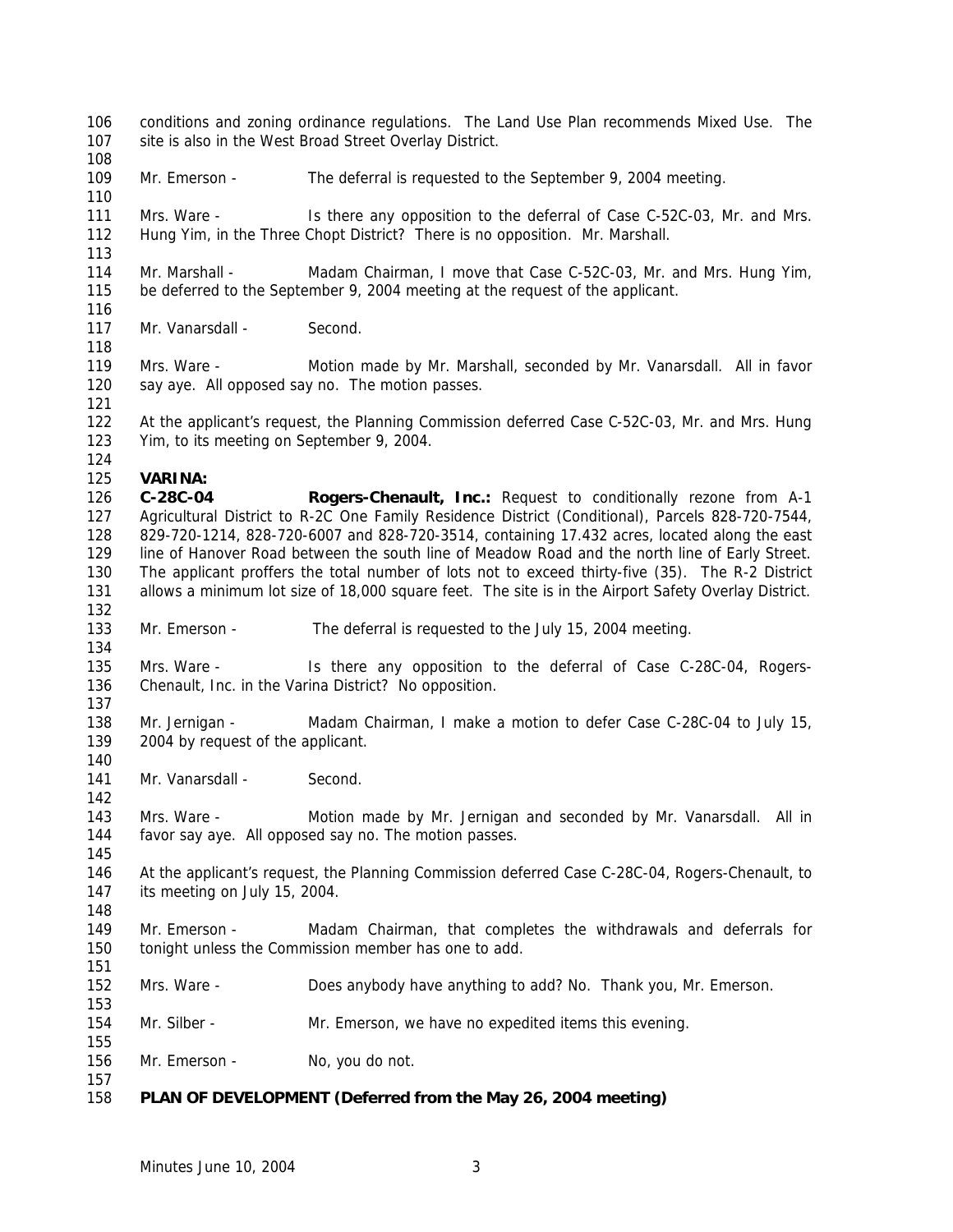conditions and zoning ordinance regulations. The Land Use Plan recommends Mixed Use. The site is also in the West Broad Street Overlay District.

Mr. Emerson - The deferral is requested to the September 9, 2004 meeting.

Mrs. Ware - Is there any opposition to the deferral of Case C-52C-03, Mr. and Mrs. Hung Yim, in the Three Chopt District? There is no opposition. Mr. Marshall.

Mr. Marshall - Madam Chairman, I move that Case C-52C-03, Mr. and Mrs. Hung Yim, be deferred to the September 9, 2004 meeting at the request of the applicant.

Mr. Vanarsdall - Second.

Mrs. Ware - Motion made by Mr. Marshall, seconded by Mr. Vanarsdall. All in favor say aye. All opposed say no. The motion passes.

At the applicant's request, the Planning Commission deferred Case C-52C-03, Mr. and Mrs. Hung Yim, to its meeting on September 9, 2004.

**VARINA:**

**C-28C-04 Rogers-Chenault, Inc.:** Request to conditionally rezone from A-1 Agricultural District to R-2C One Family Residence District (Conditional), Parcels 828-720-7544, 829-720-1214, 828-720-6007 and 828-720-3514, containing 17.432 acres, located along the east line of Hanover Road between the south line of Meadow Road and the north line of Early Street. The applicant proffers the total number of lots not to exceed thirty-five (35). The R-2 District allows a minimum lot size of 18,000 square feet. The site is in the Airport Safety Overlay District.

Mr. Emerson - The deferral is requested to the July 15, 2004 meeting.

Mrs. Ware - Is there any opposition to the deferral of Case C-28C-04, Rogers-Chenault, Inc. in the Varina District? No opposition.

Mr. Jernigan - Madam Chairman, I make a motion to defer Case C-28C-04 to July 15, 2004 by request of the applicant.

Mr. Vanarsdall - Second.

Mrs. Ware - Motion made by Mr. Jernigan and seconded by Mr. Vanarsdall. All in favor say aye. All opposed say no. The motion passes.

At the applicant's request, the Planning Commission deferred Case C-28C-04, Rogers-Chenault, to its meeting on July 15, 2004.

Mr. Emerson - Madam Chairman, that completes the withdrawals and deferrals for tonight unless the Commission member has one to add.

Mrs. Ware - Does anybody have anything to add? No. Thank you, Mr. Emerson.

Mr. Silber - Mr. Emerson, we have no expedited items this evening.

Mr. Emerson - No, you do not.

**PLAN OF DEVELOPMENT (Deferred from the May 26, 2004 meeting)**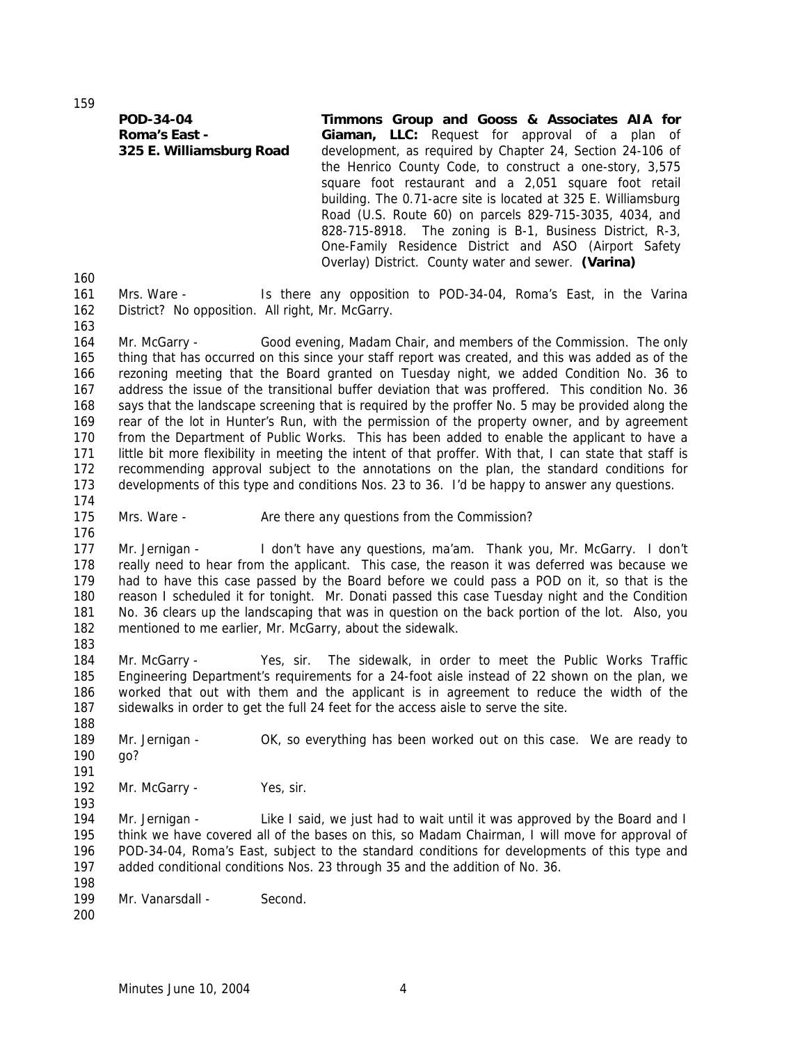**POD-34-04**
**Roma's East -**
**325 E. Williamsburg Road**

**Timmons Group and Gooss & Associates AIA for Giaman, LLC:** Request for approval of a plan of development, as required by Chapter 24, Section 24-106 of the Henrico County Code, to construct a one-story, 3,575 square foot restaurant and a 2,051 square foot retail building. The 0.71-acre site is located at 325 E. Williamsburg Road (U.S. Route 60) on parcels 829-715-3035, 4034, and 828-715-8918. The zoning is B-1, Business District, R-3, One-Family Residence District and ASO (Airport Safety Overlay) District. County water and sewer. **(Varina)**

Mrs. Ware - Is there any opposition to POD-34-04, Roma's East, in the Varina District? No opposition. All right, Mr. McGarry.

Mr. McGarry - Good evening, Madam Chair, and members of the Commission. The only thing that has occurred on this since your staff report was created, and this was added as of the rezoning meeting that the Board granted on Tuesday night, we added Condition No. 36 to address the issue of the transitional buffer deviation that was proffered. This condition No. 36 says that the landscape screening that is required by the proffer No. 5 may be provided along the rear of the lot in Hunter's Run, with the permission of the property owner, and by agreement from the Department of Public Works. This has been added to enable the applicant to have a little bit more flexibility in meeting the intent of that proffer. With that, I can state that staff is recommending approval subject to the annotations on the plan, the standard conditions for developments of this type and conditions Nos. 23 to 36. I'd be happy to answer any questions.

Mrs. Ware - Are there any questions from the Commission?

Mr. Jernigan - I don't have any questions, ma'am. Thank you, Mr. McGarry. I don't really need to hear from the applicant. This case, the reason it was deferred was because we had to have this case passed by the Board before we could pass a POD on it, so that is the reason I scheduled it for tonight. Mr. Donati passed this case Tuesday night and the Condition No. 36 clears up the landscaping that was in question on the back portion of the lot. Also, you mentioned to me earlier, Mr. McGarry, about the sidewalk.

Mr. McGarry - Yes, sir. The sidewalk, in order to meet the Public Works Traffic Engineering Department's requirements for a 24-foot aisle instead of 22 shown on the plan, we worked that out with them and the applicant is in agreement to reduce the width of the sidewalks in order to get the full 24 feet for the access aisle to serve the site.

Mr. Jernigan - OK, so everything has been worked out on this case. We are ready to go?

Mr. McGarry - Yes, sir.

Mr. Jernigan - Like I said, we just had to wait until it was approved by the Board and I think we have covered all of the bases on this, so Madam Chairman, I will move for approval of POD-34-04, Roma's East, subject to the standard conditions for developments of this type and added conditional conditions Nos. 23 through 35 and the addition of No. 36.

Mr. Vanarsdall - Second.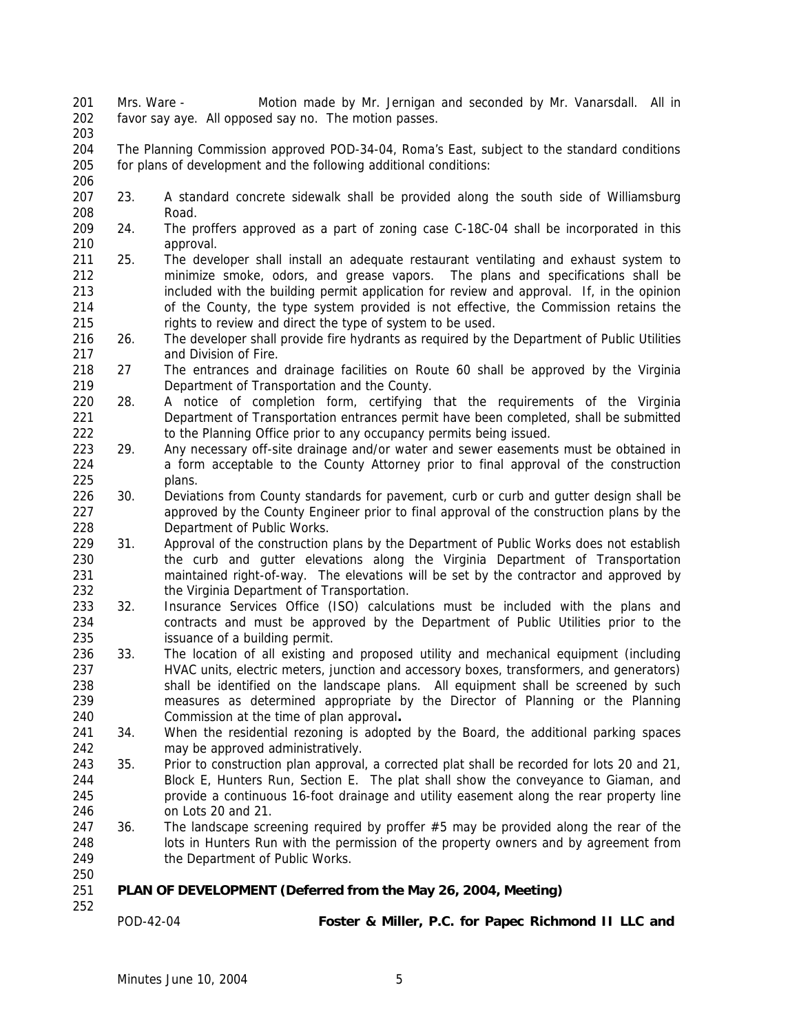Mrs. Ware - Motion made by Mr. Jernigan and seconded by Mr. Vanarsdall. All in favor say aye. All opposed say no. The motion passes.

The Planning Commission approved POD-34-04, Roma's East, subject to the standard conditions for plans of development and the following additional conditions:

23. A standard concrete sidewalk shall be provided along the south side of Williamsburg Road.
24. The proffers approved as a part of zoning case C-18C-04 shall be incorporated in this approval.
25. The developer shall install an adequate restaurant ventilating and exhaust system to minimize smoke, odors, and grease vapors. The plans and specifications shall be included with the building permit application for review and approval. If, in the opinion of the County, the type system provided is not effective, the Commission retains the rights to review and direct the type of system to be used.
26. The developer shall provide fire hydrants as required by the Department of Public Utilities and Division of Fire.
27 The entrances and drainage facilities on Route 60 shall be approved by the Virginia Department of Transportation and the County.
28. A notice of completion form, certifying that the requirements of the Virginia Department of Transportation entrances permit have been completed, shall be submitted to the Planning Office prior to any occupancy permits being issued.
29. Any necessary off-site drainage and/or water and sewer easements must be obtained in a form acceptable to the County Attorney prior to final approval of the construction plans.
30. Deviations from County standards for pavement, curb or curb and gutter design shall be approved by the County Engineer prior to final approval of the construction plans by the Department of Public Works.
31. Approval of the construction plans by the Department of Public Works does not establish the curb and gutter elevations along the Virginia Department of Transportation maintained right-of-way. The elevations will be set by the contractor and approved by the Virginia Department of Transportation.
32. Insurance Services Office (ISO) calculations must be included with the plans and contracts and must be approved by the Department of Public Utilities prior to the issuance of a building permit.
33. The location of all existing and proposed utility and mechanical equipment (including HVAC units, electric meters, junction and accessory boxes, transformers, and generators) shall be identified on the landscape plans. All equipment shall be screened by such measures as determined appropriate by the Director of Planning or the Planning Commission at the time of plan approval**.**
34. When the residential rezoning is adopted by the Board, the additional parking spaces may be approved administratively.
35. Prior to construction plan approval, a corrected plat shall be recorded for lots 20 and 21, Block E, Hunters Run, Section E. The plat shall show the conveyance to Giaman, and provide a continuous 16-foot drainage and utility easement along the rear property line on Lots 20 and 21.
36. The landscape screening required by proffer #5 may be provided along the rear of the lots in Hunters Run with the permission of the property owners and by agreement from the Department of Public Works.

**PLAN OF DEVELOPMENT (Deferred from the May 26, 2004, Meeting)**

POD-42-04 **Foster & Miller, P.C. for Papec Richmond II LLC and**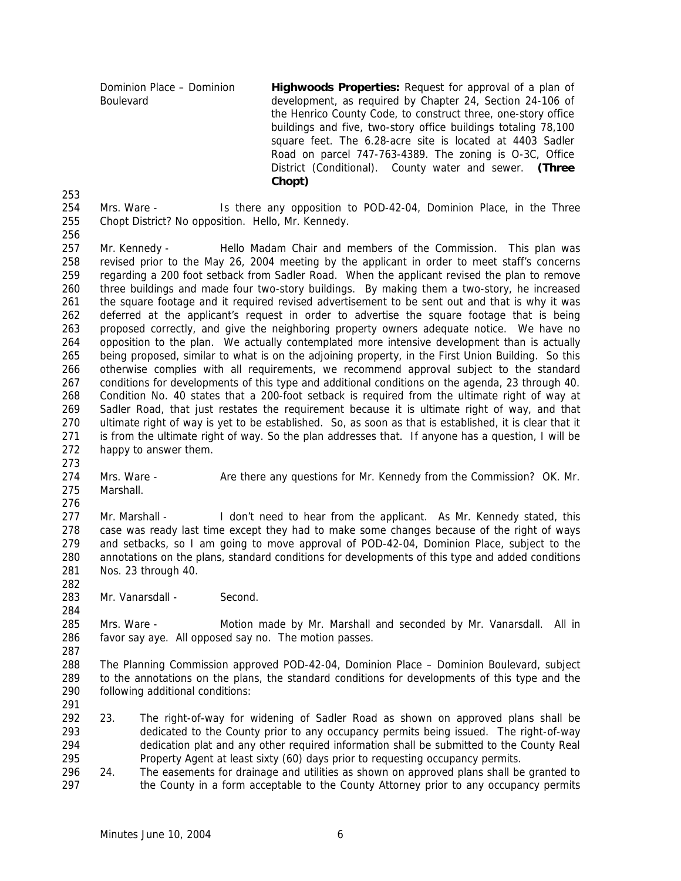Dominion Place – Dominion Boulevard

**Highwoods Properties:** Request for approval of a plan of development, as required by Chapter 24, Section 24-106 of the Henrico County Code, to construct three, one-story office buildings and five, two-story office buildings totaling 78,100 square feet. The 6.28-acre site is located at 4403 Sadler Road on parcel 747-763-4389. The zoning is O-3C, Office District (Conditional). County water and sewer. **(Three Chopt)**

Mrs. Ware - Is there any opposition to POD-42-04, Dominion Place, in the Three Chopt District? No opposition. Hello, Mr. Kennedy.

Mr. Kennedy - Hello Madam Chair and members of the Commission. This plan was revised prior to the May 26, 2004 meeting by the applicant in order to meet staff's concerns regarding a 200 foot setback from Sadler Road. When the applicant revised the plan to remove three buildings and made four two-story buildings. By making them a two-story, he increased the square footage and it required revised advertisement to be sent out and that is why it was deferred at the applicant's request in order to advertise the square footage that is being proposed correctly, and give the neighboring property owners adequate notice. We have no opposition to the plan. We actually contemplated more intensive development than is actually being proposed, similar to what is on the adjoining property, in the First Union Building. So this otherwise complies with all requirements, we recommend approval subject to the standard conditions for developments of this type and additional conditions on the agenda, 23 through 40. Condition No. 40 states that a 200-foot setback is required from the ultimate right of way at Sadler Road, that just restates the requirement because it is ultimate right of way, and that ultimate right of way is yet to be established. So, as soon as that is established, it is clear that it is from the ultimate right of way. So the plan addresses that. If anyone has a question, I will be happy to answer them.

Mrs. Ware - Are there any questions for Mr. Kennedy from the Commission? OK. Mr. Marshall.

Mr. Marshall - I don't need to hear from the applicant. As Mr. Kennedy stated, this case was ready last time except they had to make some changes because of the right of ways and setbacks, so I am going to move approval of POD-42-04, Dominion Place, subject to the annotations on the plans, standard conditions for developments of this type and added conditions Nos. 23 through 40.

Mr. Vanarsdall - Second.

Mrs. Ware - Motion made by Mr. Marshall and seconded by Mr. Vanarsdall. All in favor say aye. All opposed say no. The motion passes.

The Planning Commission approved POD-42-04, Dominion Place – Dominion Boulevard, subject to the annotations on the plans, the standard conditions for developments of this type and the following additional conditions:

23. The right-of-way for widening of Sadler Road as shown on approved plans shall be dedicated to the County prior to any occupancy permits being issued. The right-of-way dedication plat and any other required information shall be submitted to the County Real Property Agent at least sixty (60) days prior to requesting occupancy permits.
24. The easements for drainage and utilities as shown on approved plans shall be granted to the County in a form acceptable to the County Attorney prior to any occupancy permits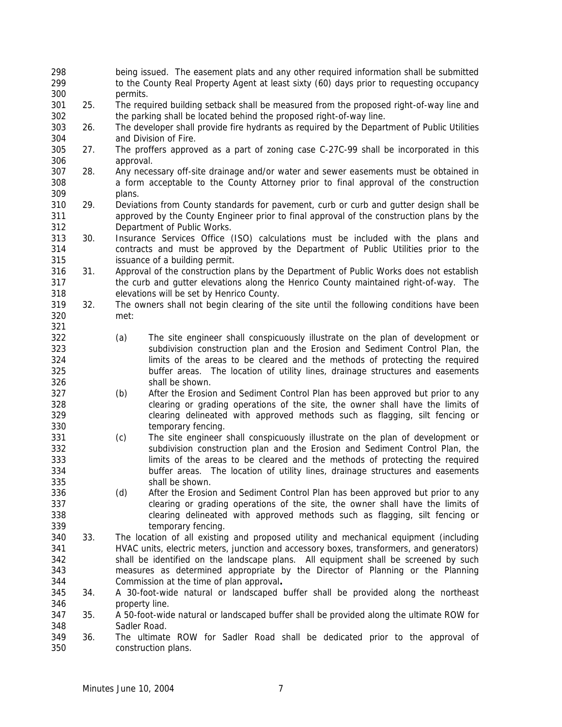being issued. The easement plats and any other required information shall be submitted to the County Real Property Agent at least sixty (60) days prior to requesting occupancy permits.

25. The required building setback shall be measured from the proposed right-of-way line and the parking shall be located behind the proposed right-of-way line.
26. The developer shall provide fire hydrants as required by the Department of Public Utilities and Division of Fire.
27. The proffers approved as a part of zoning case C-27C-99 shall be incorporated in this approval.
28. Any necessary off-site drainage and/or water and sewer easements must be obtained in a form acceptable to the County Attorney prior to final approval of the construction plans.
29. Deviations from County standards for pavement, curb or curb and gutter design shall be approved by the County Engineer prior to final approval of the construction plans by the Department of Public Works.
30. Insurance Services Office (ISO) calculations must be included with the plans and contracts and must be approved by the Department of Public Utilities prior to the issuance of a building permit.
31. Approval of the construction plans by the Department of Public Works does not establish the curb and gutter elevations along the Henrico County maintained right-of-way. The elevations will be set by Henrico County.
32. The owners shall not begin clearing of the site until the following conditions have been met:

    (a) The site engineer shall conspicuously illustrate on the plan of development or subdivision construction plan and the Erosion and Sediment Control Plan, the limits of the areas to be cleared and the methods of protecting the required buffer areas. The location of utility lines, drainage structures and easements shall be shown.
    (b) After the Erosion and Sediment Control Plan has been approved but prior to any clearing or grading operations of the site, the owner shall have the limits of clearing delineated with approved methods such as flagging, silt fencing or temporary fencing.
    (c) The site engineer shall conspicuously illustrate on the plan of development or subdivision construction plan and the Erosion and Sediment Control Plan, the limits of the areas to be cleared and the methods of protecting the required buffer areas. The location of utility lines, drainage structures and easements shall be shown.
    (d) After the Erosion and Sediment Control Plan has been approved but prior to any clearing or grading operations of the site, the owner shall have the limits of clearing delineated with approved methods such as flagging, silt fencing or temporary fencing.

33. The location of all existing and proposed utility and mechanical equipment (including HVAC units, electric meters, junction and accessory boxes, transformers, and generators) shall be identified on the landscape plans. All equipment shall be screened by such measures as determined appropriate by the Director of Planning or the Planning Commission at the time of plan approval**.**
34. A 30-foot-wide natural or landscaped buffer shall be provided along the northeast property line.
35. A 50-foot-wide natural or landscaped buffer shall be provided along the ultimate ROW for Sadler Road.
36. The ultimate ROW for Sadler Road shall be dedicated prior to the approval of construction plans.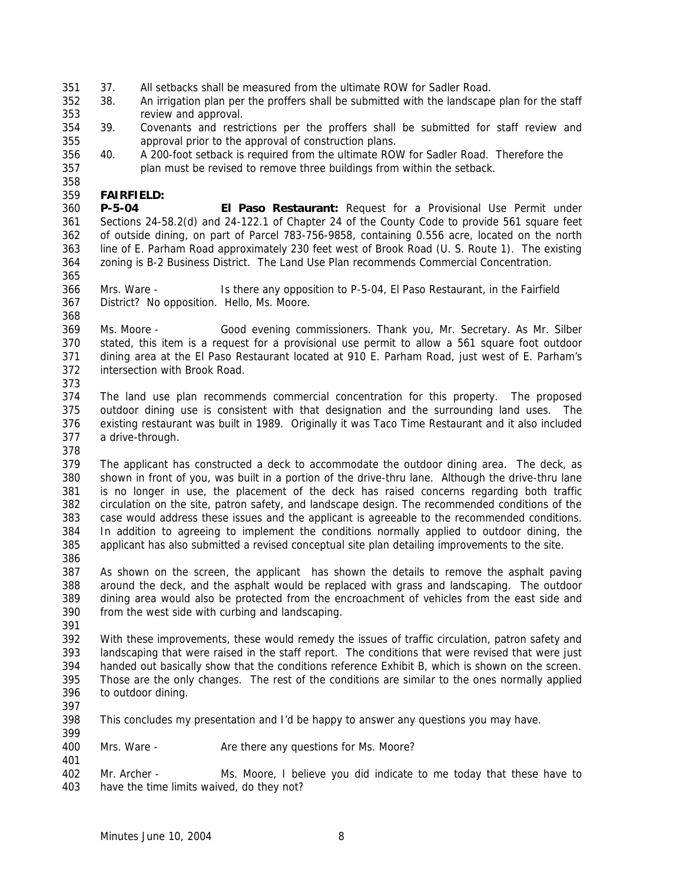37. All setbacks shall be measured from the ultimate ROW for Sadler Road.
38. An irrigation plan per the proffers shall be submitted with the landscape plan for the staff review and approval.
39. Covenants and restrictions per the proffers shall be submitted for staff review and approval prior to the approval of construction plans.
40. A 200-foot setback is required from the ultimate ROW for Sadler Road. Therefore the plan must be revised to remove three buildings from within the setback.

***FAIRFIELD:***

**P-5-04** **El Paso Restaurant:** Request for a Provisional Use Permit under Sections 24-58.2(d) and 24-122.1 of Chapter 24 of the County Code to provide 561 square feet of outside dining, on part of Parcel 783-756-9858, containing 0.556 acre, located on the north line of E. Parham Road approximately 230 feet west of Brook Road (U. S. Route 1). The existing zoning is B-2 Business District. The Land Use Plan recommends Commercial Concentration.

Mrs. Ware - Is there any opposition to P-5-04, El Paso Restaurant, in the Fairfield District? No opposition. Hello, Ms. Moore.

Ms. Moore - Good evening commissioners. Thank you, Mr. Secretary. As Mr. Silber stated, this item is a request for a provisional use permit to allow a 561 square foot outdoor dining area at the El Paso Restaurant located at 910 E. Parham Road, just west of E. Parham's intersection with Brook Road.

The land use plan recommends commercial concentration for this property. The proposed outdoor dining use is consistent with that designation and the surrounding land uses. The existing restaurant was built in 1989. Originally it was Taco Time Restaurant and it also included a drive-through.

The applicant has constructed a deck to accommodate the outdoor dining area. The deck, as shown in front of you, was built in a portion of the drive-thru lane. Although the drive-thru lane is no longer in use, the placement of the deck has raised concerns regarding both traffic circulation on the site, patron safety, and landscape design. The recommended conditions of the case would address these issues and the applicant is agreeable to the recommended conditions. In addition to agreeing to implement the conditions normally applied to outdoor dining, the applicant has also submitted a revised conceptual site plan detailing improvements to the site.

As shown on the screen, the applicant has shown the details to remove the asphalt paving around the deck, and the asphalt would be replaced with grass and landscaping. The outdoor dining area would also be protected from the encroachment of vehicles from the east side and from the west side with curbing and landscaping.

With these improvements, these would remedy the issues of traffic circulation, patron safety and landscaping that were raised in the staff report. The conditions that were revised that were just handed out basically show that the conditions reference Exhibit B, which is shown on the screen. Those are the only changes. The rest of the conditions are similar to the ones normally applied to outdoor dining.

This concludes my presentation and I'd be happy to answer any questions you may have.

Mrs. Ware - Are there any questions for Ms. Moore?

Mr. Archer - Ms. Moore, I believe you did indicate to me today that these have to have the time limits waived, do they not?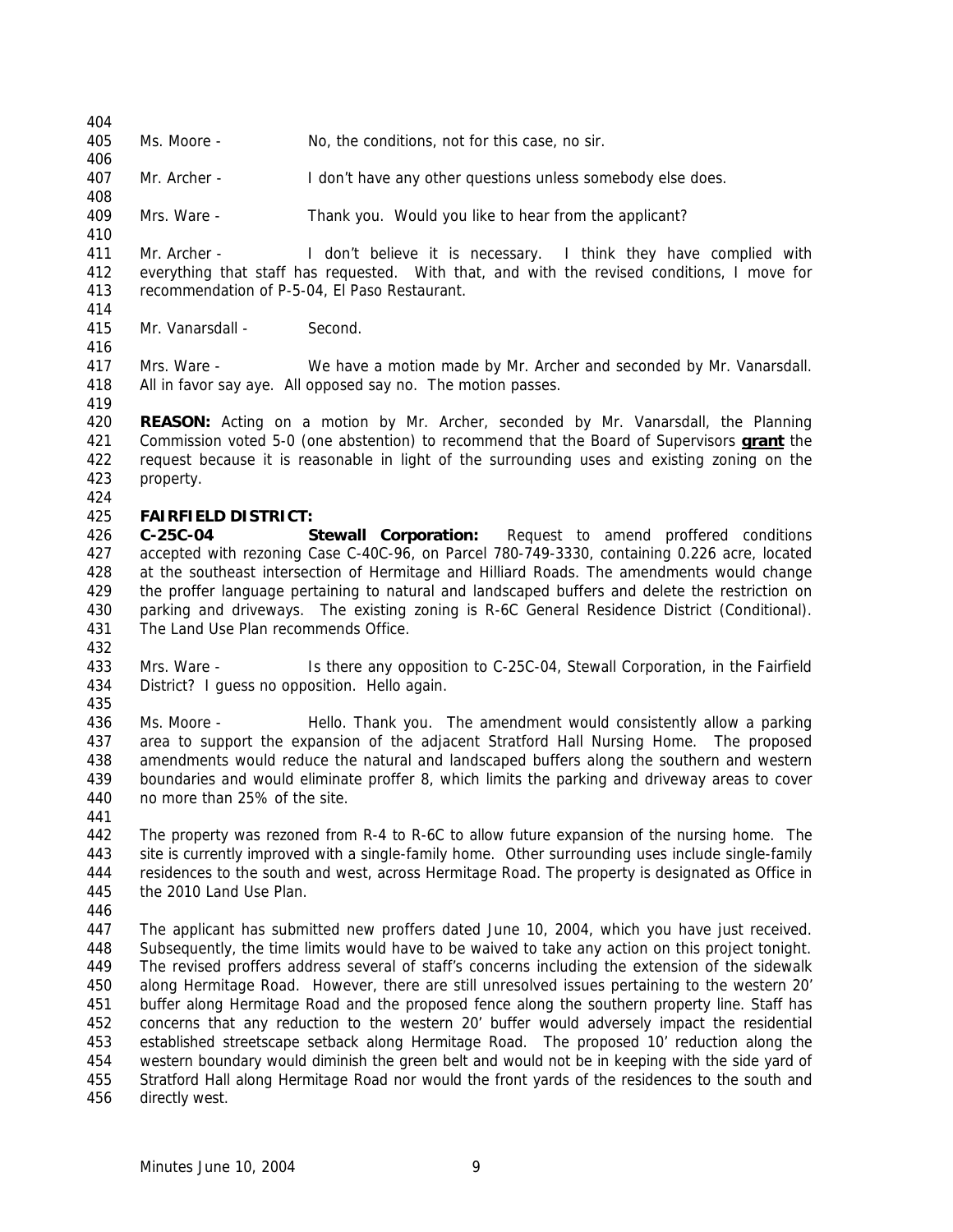Ms. Moore - No, the conditions, not for this case, no sir.

Mr. Archer - I don't have any other questions unless somebody else does.

Mrs. Ware - Thank you. Would you like to hear from the applicant?

Mr. Archer - I don't believe it is necessary. I think they have complied with everything that staff has requested. With that, and with the revised conditions, I move for recommendation of P-5-04, El Paso Restaurant.

Mr. Vanarsdall - Second.

Mrs. Ware - We have a motion made by Mr. Archer and seconded by Mr. Vanarsdall. All in favor say aye. All opposed say no. The motion passes.

**REASON:** Acting on a motion by Mr. Archer, seconded by Mr. Vanarsdall, the Planning Commission voted 5-0 (one abstention) to recommend that the Board of Supervisors **grant** the request because it is reasonable in light of the surrounding uses and existing zoning on the property.

**FAIRFIELD DISTRICT:**

**C-25C-04 Stewall Corporation:** Request to amend proffered conditions accepted with rezoning Case C-40C-96, on Parcel 780-749-3330, containing 0.226 acre, located at the southeast intersection of Hermitage and Hilliard Roads. The amendments would change the proffer language pertaining to natural and landscaped buffers and delete the restriction on parking and driveways. The existing zoning is R-6C General Residence District (Conditional). The Land Use Plan recommends Office.

Mrs. Ware - Is there any opposition to C-25C-04, Stewall Corporation, in the Fairfield District? I guess no opposition. Hello again.

Ms. Moore - Hello. Thank you. The amendment would consistently allow a parking area to support the expansion of the adjacent Stratford Hall Nursing Home. The proposed amendments would reduce the natural and landscaped buffers along the southern and western boundaries and would eliminate proffer 8, which limits the parking and driveway areas to cover no more than 25% of the site.

The property was rezoned from R-4 to R-6C to allow future expansion of the nursing home. The site is currently improved with a single-family home. Other surrounding uses include single-family residences to the south and west, across Hermitage Road. The property is designated as Office in the 2010 Land Use Plan.

The applicant has submitted new proffers dated June 10, 2004, which you have just received. Subsequently, the time limits would have to be waived to take any action on this project tonight. The revised proffers address several of staff's concerns including the extension of the sidewalk along Hermitage Road. However, there are still unresolved issues pertaining to the western 20' buffer along Hermitage Road and the proposed fence along the southern property line. Staff has concerns that any reduction to the western 20' buffer would adversely impact the residential established streetscape setback along Hermitage Road. The proposed 10' reduction along the western boundary would diminish the green belt and would not be in keeping with the side yard of Stratford Hall along Hermitage Road nor would the front yards of the residences to the south and directly west.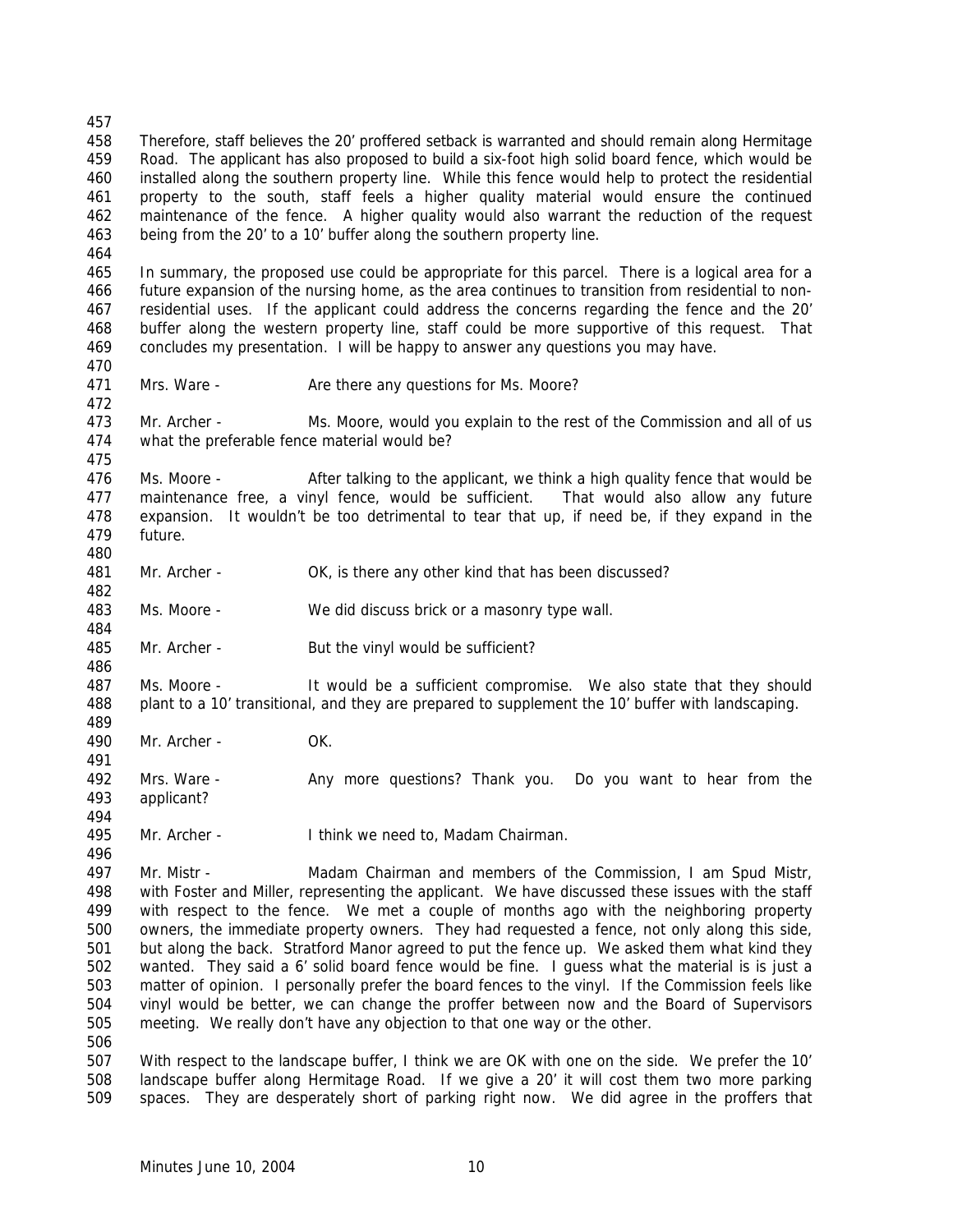Therefore, staff believes the 20' proffered setback is warranted and should remain along Hermitage Road. The applicant has also proposed to build a six-foot high solid board fence, which would be installed along the southern property line. While this fence would help to protect the residential property to the south, staff feels a higher quality material would ensure the continued maintenance of the fence. A higher quality would also warrant the reduction of the request being from the 20' to a 10' buffer along the southern property line.

In summary, the proposed use could be appropriate for this parcel. There is a logical area for a future expansion of the nursing home, as the area continues to transition from residential to non-residential uses. If the applicant could address the concerns regarding the fence and the 20' buffer along the western property line, staff could be more supportive of this request. That concludes my presentation. I will be happy to answer any questions you may have.

Mrs. Ware - Are there any questions for Ms. Moore?

Mr. Archer - Ms. Moore, would you explain to the rest of the Commission and all of us what the preferable fence material would be?

Ms. Moore - After talking to the applicant, we think a high quality fence that would be maintenance free, a vinyl fence, would be sufficient. That would also allow any future expansion. It wouldn't be too detrimental to tear that up, if need be, if they expand in the future.

Mr. Archer - OK, is there any other kind that has been discussed?

Ms. Moore - We did discuss brick or a masonry type wall.

Mr. Archer - But the vinyl would be sufficient?

Ms. Moore - It would be a sufficient compromise. We also state that they should plant to a 10' transitional, and they are prepared to supplement the 10' buffer with landscaping.

Mr. Archer - OK.

Mrs. Ware - Any more questions? Thank you. Do you want to hear from the applicant?

Mr. Archer - I think we need to, Madam Chairman.

Mr. Mistr - Madam Chairman and members of the Commission, I am Spud Mistr, with Foster and Miller, representing the applicant. We have discussed these issues with the staff with respect to the fence. We met a couple of months ago with the neighboring property owners, the immediate property owners. They had requested a fence, not only along this side, but along the back. Stratford Manor agreed to put the fence up. We asked them what kind they wanted. They said a 6' solid board fence would be fine. I guess what the material is is just a matter of opinion. I personally prefer the board fences to the vinyl. If the Commission feels like vinyl would be better, we can change the proffer between now and the Board of Supervisors meeting. We really don't have any objection to that one way or the other.

With respect to the landscape buffer, I think we are OK with one on the side. We prefer the 10' landscape buffer along Hermitage Road. If we give a 20' it will cost them two more parking spaces. They are desperately short of parking right now. We did agree in the proffers that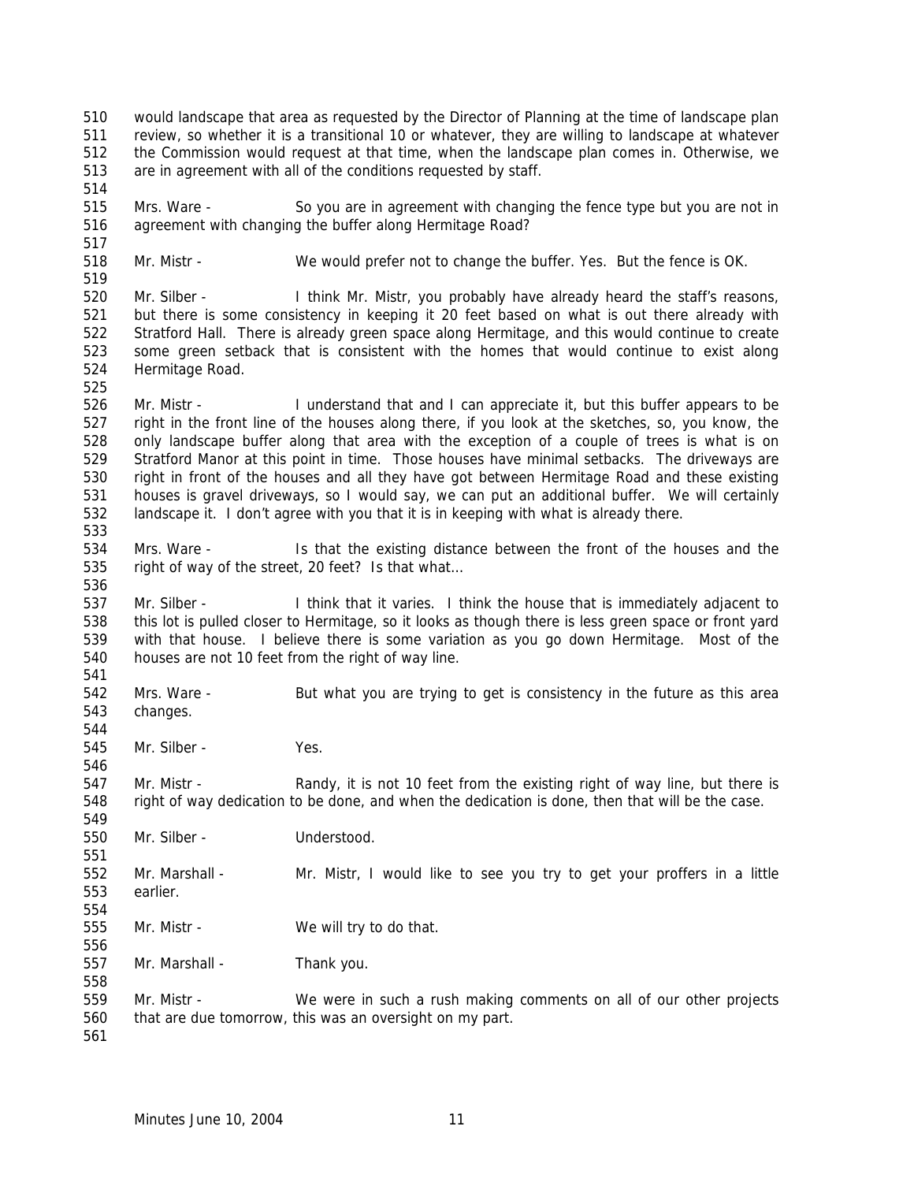would landscape that area as requested by the Director of Planning at the time of landscape plan review, so whether it is a transitional 10 or whatever, they are willing to landscape at whatever the Commission would request at that time, when the landscape plan comes in. Otherwise, we are in agreement with all of the conditions requested by staff.

Mrs. Ware - So you are in agreement with changing the fence type but you are not in agreement with changing the buffer along Hermitage Road?

Mr. Mistr - We would prefer not to change the buffer. Yes. But the fence is OK.

Mr. Silber - I think Mr. Mistr, you probably have already heard the staff's reasons, but there is some consistency in keeping it 20 feet based on what is out there already with Stratford Hall. There is already green space along Hermitage, and this would continue to create some green setback that is consistent with the homes that would continue to exist along Hermitage Road.

Mr. Mistr - I understand that and I can appreciate it, but this buffer appears to be right in the front line of the houses along there, if you look at the sketches, so, you know, the only landscape buffer along that area with the exception of a couple of trees is what is on Stratford Manor at this point in time. Those houses have minimal setbacks. The driveways are right in front of the houses and all they have got between Hermitage Road and these existing houses is gravel driveways, so I would say, we can put an additional buffer. We will certainly landscape it. I don't agree with you that it is in keeping with what is already there.

Mrs. Ware - Is that the existing distance between the front of the houses and the right of way of the street, 20 feet? Is that what...

Mr. Silber - I think that it varies. I think the house that is immediately adjacent to this lot is pulled closer to Hermitage, so it looks as though there is less green space or front yard with that house. I believe there is some variation as you go down Hermitage. Most of the houses are not 10 feet from the right of way line.

Mrs. Ware - But what you are trying to get is consistency in the future as this area changes.

Mr. Silber - Yes.

Mr. Mistr - Randy, it is not 10 feet from the existing right of way line, but there is right of way dedication to be done, and when the dedication is done, then that will be the case.

Mr. Silber - Understood.

Mr. Marshall - Mr. Mistr, I would like to see you try to get your proffers in a little earlier.

Mr. Mistr - We will try to do that.

Mr. Marshall - Thank you.

Mr. Mistr - We were in such a rush making comments on all of our other projects that are due tomorrow, this was an oversight on my part.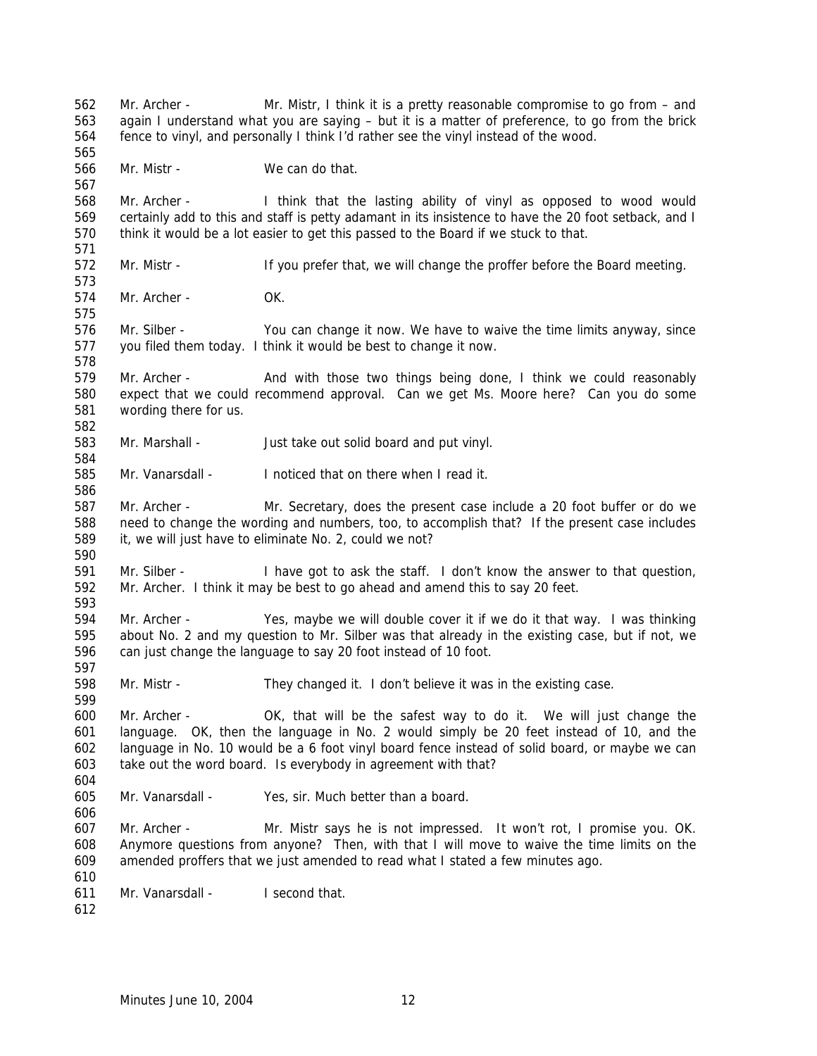Mr. Archer - Mr. Mistr, I think it is a pretty reasonable compromise to go from – and again I understand what you are saying – but it is a matter of preference, to go from the brick fence to vinyl, and personally I think I'd rather see the vinyl instead of the wood.

Mr. Mistr - We can do that.

Mr. Archer - I think that the lasting ability of vinyl as opposed to wood would certainly add to this and staff is petty adamant in its insistence to have the 20 foot setback, and I think it would be a lot easier to get this passed to the Board if we stuck to that.

Mr. Mistr - If you prefer that, we will change the proffer before the Board meeting.

Mr. Archer - OK.

Mr. Silber - You can change it now. We have to waive the time limits anyway, since you filed them today. I think it would be best to change it now.

Mr. Archer - And with those two things being done, I think we could reasonably expect that we could recommend approval. Can we get Ms. Moore here? Can you do some wording there for us.

Mr. Marshall - Just take out solid board and put vinyl.

Mr. Vanarsdall - I noticed that on there when I read it.

Mr. Archer - Mr. Secretary, does the present case include a 20 foot buffer or do we need to change the wording and numbers, too, to accomplish that? If the present case includes it, we will just have to eliminate No. 2, could we not?

Mr. Silber - I have got to ask the staff. I don't know the answer to that question, Mr. Archer. I think it may be best to go ahead and amend this to say 20 feet.

Mr. Archer - Yes, maybe we will double cover it if we do it that way. I was thinking about No. 2 and my question to Mr. Silber was that already in the existing case, but if not, we can just change the language to say 20 foot instead of 10 foot.

Mr. Mistr - They changed it. I don't believe it was in the existing case.

Mr. Archer - OK, that will be the safest way to do it. We will just change the language. OK, then the language in No. 2 would simply be 20 feet instead of 10, and the language in No. 10 would be a 6 foot vinyl board fence instead of solid board, or maybe we can take out the word board. Is everybody in agreement with that?

Mr. Vanarsdall - Yes, sir. Much better than a board.

Mr. Archer - Mr. Mistr says he is not impressed. It won't rot, I promise you. OK. Anymore questions from anyone? Then, with that I will move to waive the time limits on the amended proffers that we just amended to read what I stated a few minutes ago.

Mr. Vanarsdall - I second that.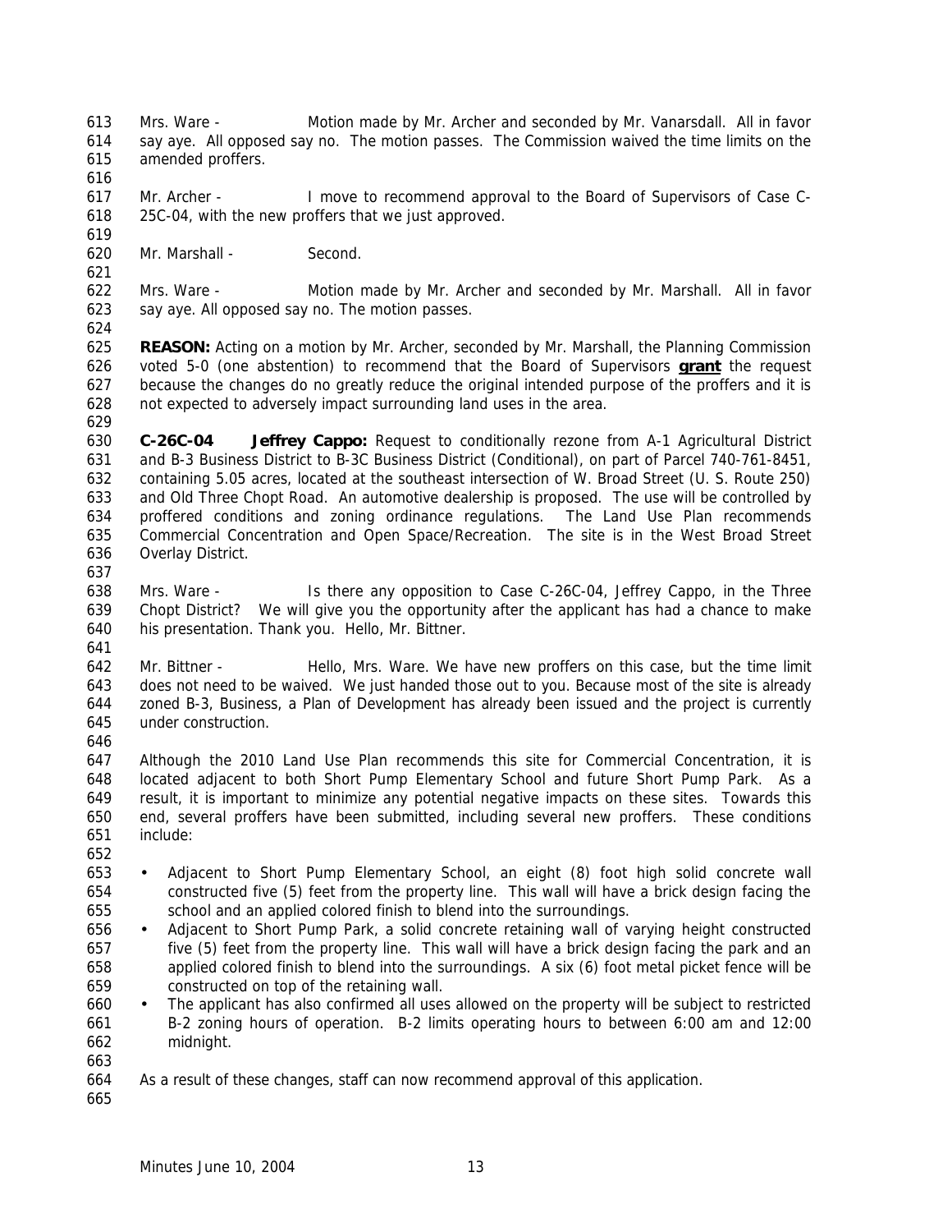Mrs. Ware - Motion made by Mr. Archer and seconded by Mr. Vanarsdall. All in favor say aye. All opposed say no. The motion passes. The Commission waived the time limits on the amended proffers.

Mr. Archer - I move to recommend approval to the Board of Supervisors of Case C-25C-04, with the new proffers that we just approved.

Mr. Marshall - Second.

Mrs. Ware - Motion made by Mr. Archer and seconded by Mr. Marshall. All in favor say aye. All opposed say no. The motion passes.

**REASON:** Acting on a motion by Mr. Archer, seconded by Mr. Marshall, the Planning Commission voted 5-0 (one abstention) to recommend that the Board of Supervisors **grant** the request because the changes do no greatly reduce the original intended purpose of the proffers and it is not expected to adversely impact surrounding land uses in the area.

**C-26C-04 Jeffrey Cappo:** Request to conditionally rezone from A-1 Agricultural District and B-3 Business District to B-3C Business District (Conditional), on part of Parcel 740-761-8451, containing 5.05 acres, located at the southeast intersection of W. Broad Street (U. S. Route 250) and Old Three Chopt Road. An automotive dealership is proposed. The use will be controlled by proffered conditions and zoning ordinance regulations. The Land Use Plan recommends Commercial Concentration and Open Space/Recreation. The site is in the West Broad Street Overlay District.

Mrs. Ware - Is there any opposition to Case C-26C-04, Jeffrey Cappo, in the Three Chopt District? We will give you the opportunity after the applicant has had a chance to make his presentation. Thank you. Hello, Mr. Bittner.

Mr. Bittner - Hello, Mrs. Ware. We have new proffers on this case, but the time limit does not need to be waived. We just handed those out to you. Because most of the site is already zoned B-3, Business, a Plan of Development has already been issued and the project is currently under construction.

Although the 2010 Land Use Plan recommends this site for Commercial Concentration, it is located adjacent to both Short Pump Elementary School and future Short Pump Park. As a result, it is important to minimize any potential negative impacts on these sites. Towards this end, several proffers have been submitted, including several new proffers. These conditions include:

- Adjacent to Short Pump Elementary School, an eight (8) foot high solid concrete wall constructed five (5) feet from the property line. This wall will have a brick design facing the school and an applied colored finish to blend into the surroundings.
- Adjacent to Short Pump Park, a solid concrete retaining wall of varying height constructed five (5) feet from the property line. This wall will have a brick design facing the park and an applied colored finish to blend into the surroundings. A six (6) foot metal picket fence will be constructed on top of the retaining wall.
- The applicant has also confirmed all uses allowed on the property will be subject to restricted B-2 zoning hours of operation. B-2 limits operating hours to between 6:00 am and 12:00 midnight.

As a result of these changes, staff can now recommend approval of this application.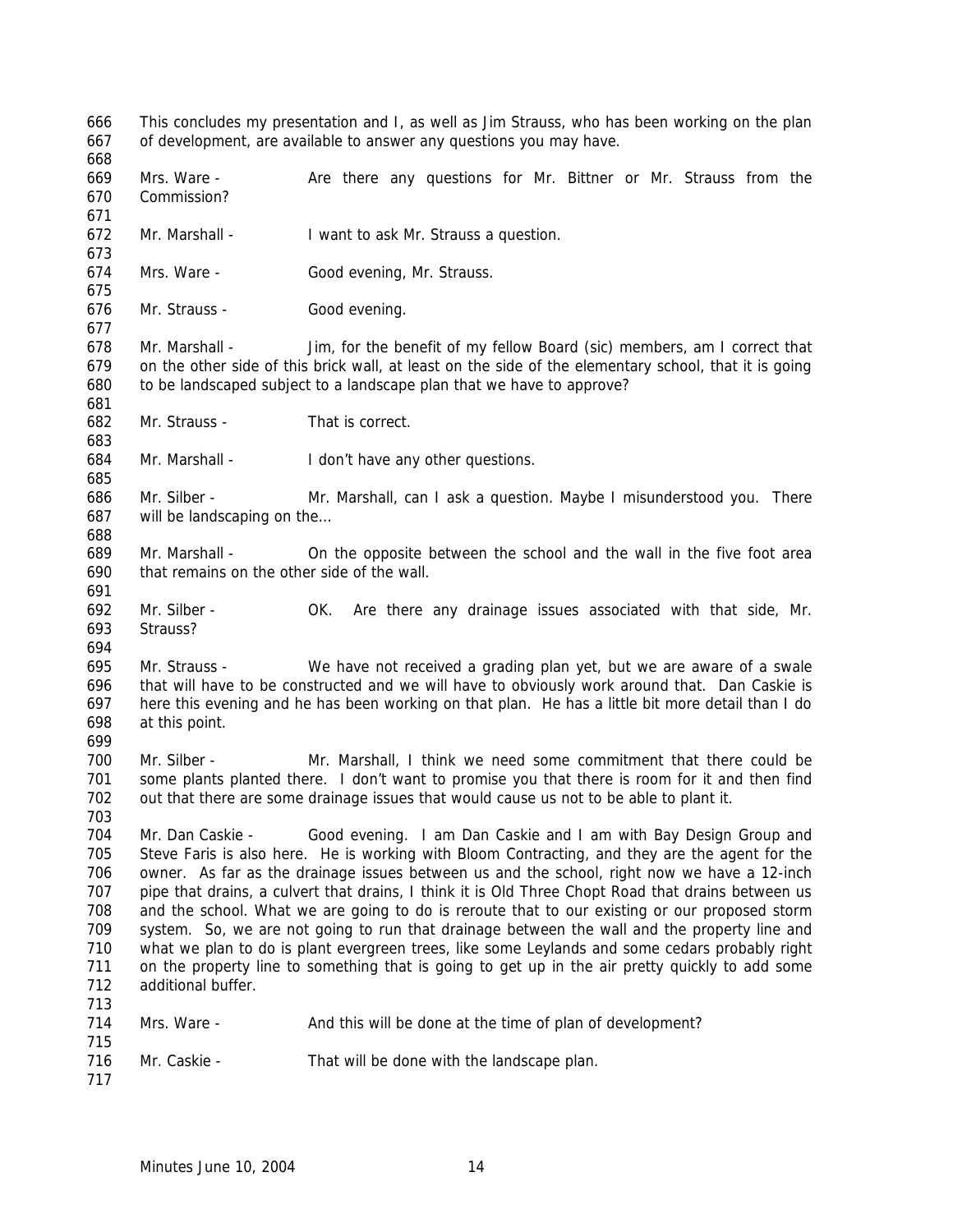This concludes my presentation and I, as well as Jim Strauss, who has been working on the plan of development, are available to answer any questions you may have.

Mrs. Ware - Are there any questions for Mr. Bittner or Mr. Strauss from the Commission?

Mr. Marshall - I want to ask Mr. Strauss a question.

Mrs. Ware - Good evening, Mr. Strauss.

Mr. Strauss - Good evening.

Mr. Marshall - Jim, for the benefit of my fellow Board (sic) members, am I correct that on the other side of this brick wall, at least on the side of the elementary school, that it is going to be landscaped subject to a landscape plan that we have to approve?

Mr. Strauss - That is correct.

Mr. Marshall - I don't have any other questions.

Mr. Silber - Mr. Marshall, can I ask a question. Maybe I misunderstood you. There will be landscaping on the…

Mr. Marshall - On the opposite between the school and the wall in the five foot area that remains on the other side of the wall.

Mr. Silber - OK. Are there any drainage issues associated with that side, Mr. Strauss?

Mr. Strauss - We have not received a grading plan yet, but we are aware of a swale that will have to be constructed and we will have to obviously work around that. Dan Caskie is here this evening and he has been working on that plan. He has a little bit more detail than I do at this point.

Mr. Silber - Mr. Marshall, I think we need some commitment that there could be some plants planted there. I don't want to promise you that there is room for it and then find out that there are some drainage issues that would cause us not to be able to plant it.

Mr. Dan Caskie - Good evening. I am Dan Caskie and I am with Bay Design Group and Steve Faris is also here. He is working with Bloom Contracting, and they are the agent for the owner. As far as the drainage issues between us and the school, right now we have a 12-inch pipe that drains, a culvert that drains, I think it is Old Three Chopt Road that drains between us and the school. What we are going to do is reroute that to our existing or our proposed storm system. So, we are not going to run that drainage between the wall and the property line and what we plan to do is plant evergreen trees, like some Leylands and some cedars probably right on the property line to something that is going to get up in the air pretty quickly to add some additional buffer.

Mrs. Ware - And this will be done at the time of plan of development?

Mr. Caskie - That will be done with the landscape plan.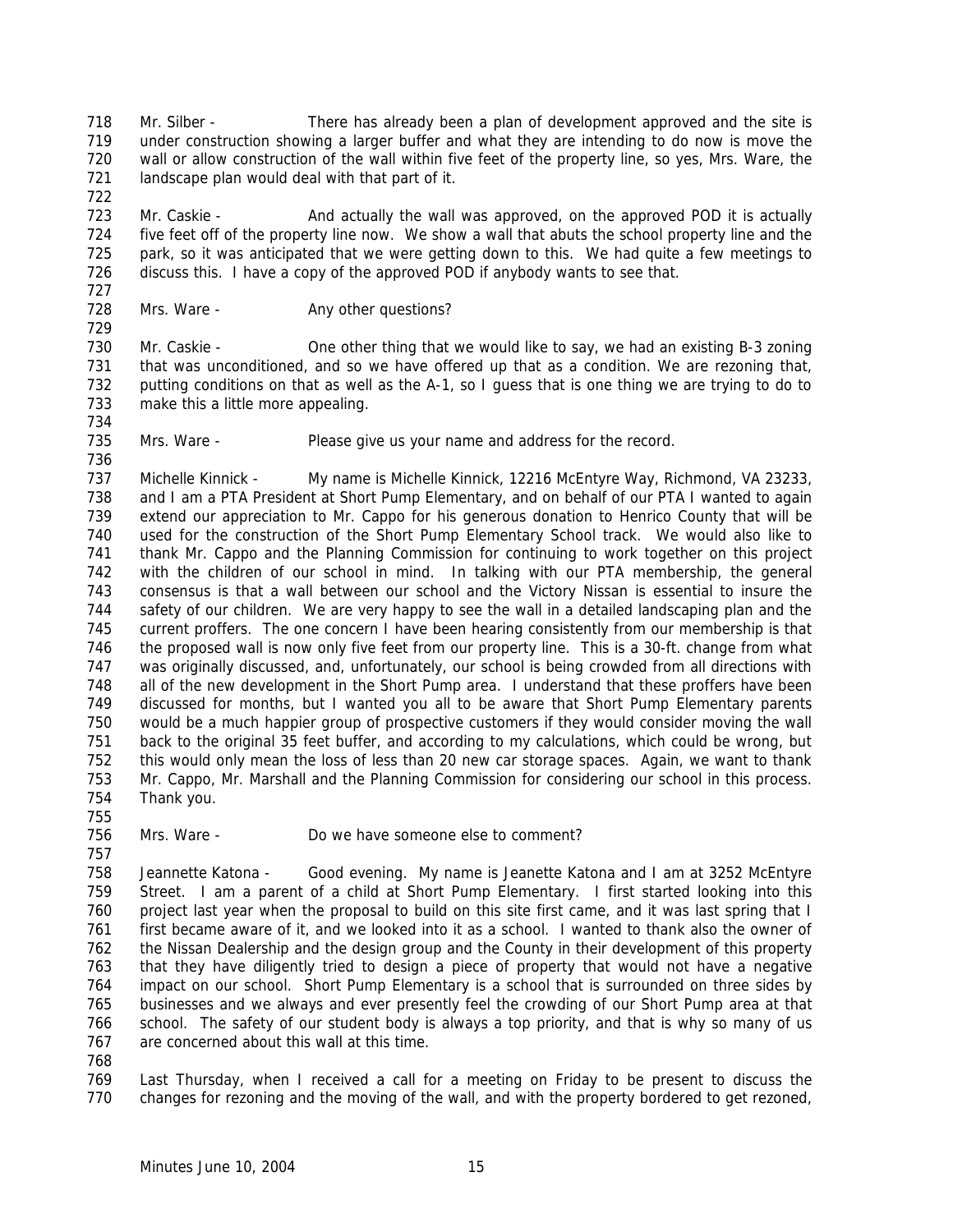Mr. Silber - There has already been a plan of development approved and the site is under construction showing a larger buffer and what they are intending to do now is move the wall or allow construction of the wall within five feet of the property line, so yes, Mrs. Ware, the landscape plan would deal with that part of it.

Mr. Caskie - And actually the wall was approved, on the approved POD it is actually five feet off of the property line now. We show a wall that abuts the school property line and the park, so it was anticipated that we were getting down to this. We had quite a few meetings to discuss this. I have a copy of the approved POD if anybody wants to see that.

Mrs. Ware - Any other questions?

Mr. Caskie - One other thing that we would like to say, we had an existing B-3 zoning that was unconditioned, and so we have offered up that as a condition. We are rezoning that, putting conditions on that as well as the A-1, so I guess that is one thing we are trying to do to make this a little more appealing.

Mrs. Ware - Please give us your name and address for the record.

Michelle Kinnick - My name is Michelle Kinnick, 12216 McEntyre Way, Richmond, VA 23233, and I am a PTA President at Short Pump Elementary, and on behalf of our PTA I wanted to again extend our appreciation to Mr. Cappo for his generous donation to Henrico County that will be used for the construction of the Short Pump Elementary School track. We would also like to thank Mr. Cappo and the Planning Commission for continuing to work together on this project with the children of our school in mind. In talking with our PTA membership, the general consensus is that a wall between our school and the Victory Nissan is essential to insure the safety of our children. We are very happy to see the wall in a detailed landscaping plan and the current proffers. The one concern I have been hearing consistently from our membership is that the proposed wall is now only five feet from our property line. This is a 30-ft. change from what was originally discussed, and, unfortunately, our school is being crowded from all directions with all of the new development in the Short Pump area. I understand that these proffers have been discussed for months, but I wanted you all to be aware that Short Pump Elementary parents would be a much happier group of prospective customers if they would consider moving the wall back to the original 35 feet buffer, and according to my calculations, which could be wrong, but this would only mean the loss of less than 20 new car storage spaces. Again, we want to thank Mr. Cappo, Mr. Marshall and the Planning Commission for considering our school in this process. Thank you.

Mrs. Ware - Do we have someone else to comment?

Jeannette Katona - Good evening. My name is Jeanette Katona and I am at 3252 McEntyre Street. I am a parent of a child at Short Pump Elementary. I first started looking into this project last year when the proposal to build on this site first came, and it was last spring that I first became aware of it, and we looked into it as a school. I wanted to thank also the owner of the Nissan Dealership and the design group and the County in their development of this property that they have diligently tried to design a piece of property that would not have a negative impact on our school. Short Pump Elementary is a school that is surrounded on three sides by businesses and we always and ever presently feel the crowding of our Short Pump area at that school. The safety of our student body is always a top priority, and that is why so many of us are concerned about this wall at this time.

Last Thursday, when I received a call for a meeting on Friday to be present to discuss the changes for rezoning and the moving of the wall, and with the property bordered to get rezoned,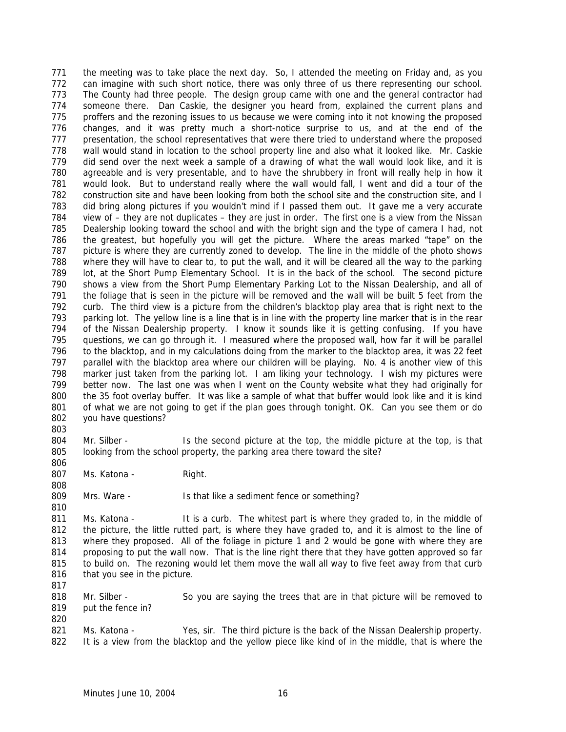the meeting was to take place the next day. So, I attended the meeting on Friday and, as you can imagine with such short notice, there was only three of us there representing our school. The County had three people. The design group came with one and the general contractor had someone there. Dan Caskie, the designer you heard from, explained the current plans and proffers and the rezoning issues to us because we were coming into it not knowing the proposed changes, and it was pretty much a short-notice surprise to us, and at the end of the presentation, the school representatives that were there tried to understand where the proposed wall would stand in location to the school property line and also what it looked like. Mr. Caskie did send over the next week a sample of a drawing of what the wall would look like, and it is agreeable and is very presentable, and to have the shrubbery in front will really help in how it would look. But to understand really where the wall would fall, I went and did a tour of the construction site and have been looking from both the school site and the construction site, and I did bring along pictures if you wouldn't mind if I passed them out. It gave me a very accurate view of – they are not duplicates – they are just in order. The first one is a view from the Nissan Dealership looking toward the school and with the bright sign and the type of camera I had, not the greatest, but hopefully you will get the picture. Where the areas marked "tape" on the picture is where they are currently zoned to develop. The line in the middle of the photo shows where they will have to clear to, to put the wall, and it will be cleared all the way to the parking lot, at the Short Pump Elementary School. It is in the back of the school. The second picture shows a view from the Short Pump Elementary Parking Lot to the Nissan Dealership, and all of the foliage that is seen in the picture will be removed and the wall will be built 5 feet from the curb. The third view is a picture from the children's blacktop play area that is right next to the parking lot. The yellow line is a line that is in line with the property line marker that is in the rear of the Nissan Dealership property. I know it sounds like it is getting confusing. If you have questions, we can go through it. I measured where the proposed wall, how far it will be parallel to the blacktop, and in my calculations doing from the marker to the blacktop area, it was 22 feet parallel with the blacktop area where our children will be playing. No. 4 is another view of this marker just taken from the parking lot. I am liking your technology. I wish my pictures were better now. The last one was when I went on the County website what they had originally for the 35 foot overlay buffer. It was like a sample of what that buffer would look like and it is kind of what we are not going to get if the plan goes through tonight. OK. Can you see them or do you have questions?

Mr. Silber - Is the second picture at the top, the middle picture at the top, is that looking from the school property, the parking area there toward the site?

Ms. Katona - Right.

Mrs. Ware - Is that like a sediment fence or something?

Ms. Katona - It is a curb. The whitest part is where they graded to, in the middle of the picture, the little rutted part, is where they have graded to, and it is almost to the line of where they proposed. All of the foliage in picture 1 and 2 would be gone with where they are proposing to put the wall now. That is the line right there that they have gotten approved so far to build on. The rezoning would let them move the wall all way to five feet away from that curb that you see in the picture.

Mr. Silber - So you are saying the trees that are in that picture will be removed to put the fence in?

Ms. Katona - Yes, sir. The third picture is the back of the Nissan Dealership property. It is a view from the blacktop and the yellow piece like kind of in the middle, that is where the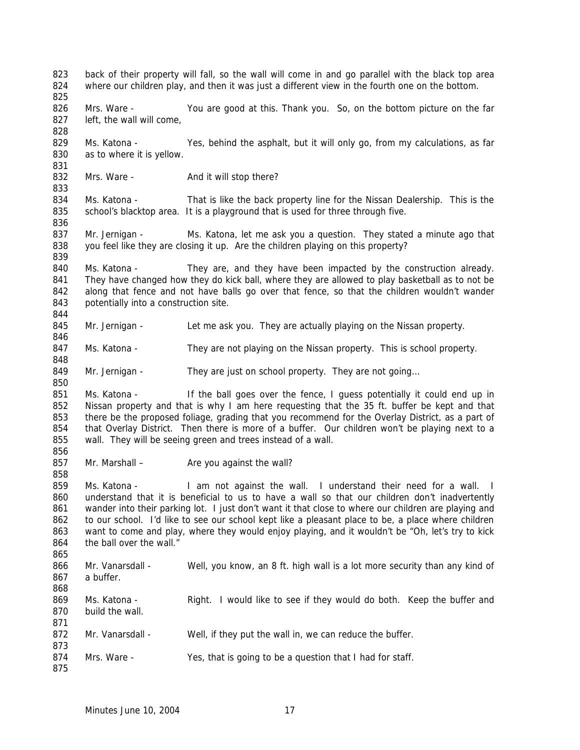back of their property will fall, so the wall will come in and go parallel with the black top area where our children play, and then it was just a different view in the fourth one on the bottom.

Mrs. Ware - You are good at this. Thank you. So, on the bottom picture on the far left, the wall will come,

Ms. Katona - Yes, behind the asphalt, but it will only go, from my calculations, as far as to where it is yellow.

Mrs. Ware - And it will stop there?

Ms. Katona - That is like the back property line for the Nissan Dealership. This is the school's blacktop area. It is a playground that is used for three through five.

Mr. Jernigan - Ms. Katona, let me ask you a question. They stated a minute ago that you feel like they are closing it up. Are the children playing on this property?

Ms. Katona - They are, and they have been impacted by the construction already. They have changed how they do kick ball, where they are allowed to play basketball as to not be along that fence and not have balls go over that fence, so that the children wouldn't wander potentially into a construction site.

Mr. Jernigan - Let me ask you. They are actually playing on the Nissan property.

Ms. Katona - They are not playing on the Nissan property. This is school property.

Mr. Jernigan - They are just on school property. They are not going…

Ms. Katona - If the ball goes over the fence, I guess potentially it could end up in Nissan property and that is why I am here requesting that the 35 ft. buffer be kept and that there be the proposed foliage, grading that you recommend for the Overlay District, as a part of that Overlay District. Then there is more of a buffer. Our children won't be playing next to a wall. They will be seeing green and trees instead of a wall.

Mr. Marshall – Are you against the wall?

Ms. Katona - I am not against the wall. I understand their need for a wall. I understand that it is beneficial to us to have a wall so that our children don't inadvertently wander into their parking lot. I just don't want it that close to where our children are playing and to our school. I'd like to see our school kept like a pleasant place to be, a place where children want to come and play, where they would enjoy playing, and it wouldn't be "Oh, let's try to kick the ball over the wall."

Mr. Vanarsdall - Well, you know, an 8 ft. high wall is a lot more security than any kind of a buffer.

Ms. Katona - Right. I would like to see if they would do both. Keep the buffer and build the wall.

Mr. Vanarsdall - Well, if they put the wall in, we can reduce the buffer.

Mrs. Ware - Yes, that is going to be a question that I had for staff.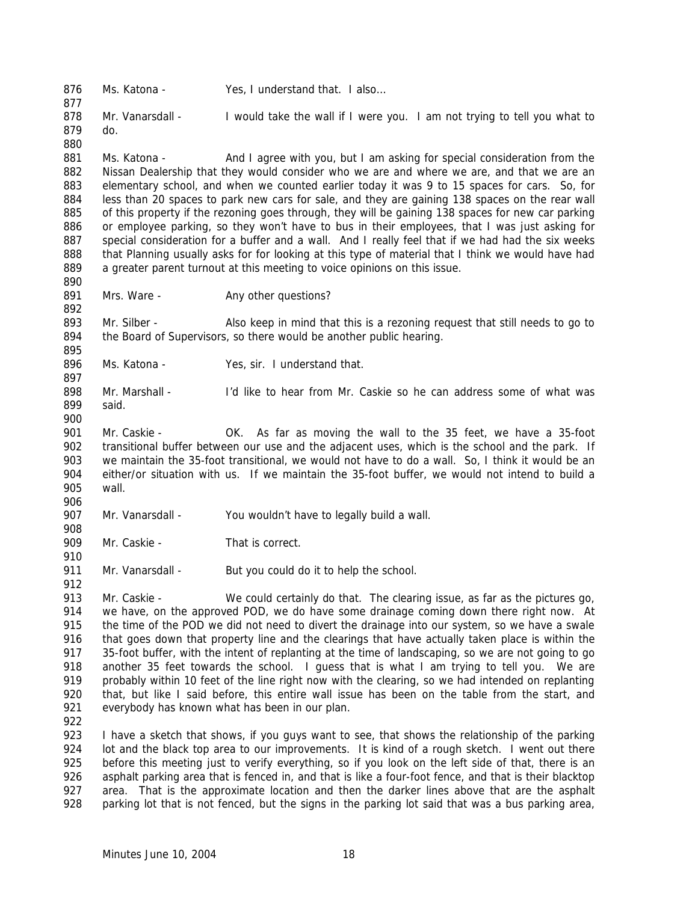Ms. Katona - Yes, I understand that. I also…

Mr. Vanarsdall - I would take the wall if I were you. I am not trying to tell you what to do.

Ms. Katona - And I agree with you, but I am asking for special consideration from the Nissan Dealership that they would consider who we are and where we are, and that we are an elementary school, and when we counted earlier today it was 9 to 15 spaces for cars. So, for less than 20 spaces to park new cars for sale, and they are gaining 138 spaces on the rear wall of this property if the rezoning goes through, they will be gaining 138 spaces for new car parking or employee parking, so they won't have to bus in their employees, that I was just asking for special consideration for a buffer and a wall. And I really feel that if we had had the six weeks that Planning usually asks for for looking at this type of material that I think we would have had a greater parent turnout at this meeting to voice opinions on this issue.

Mrs. Ware - Any other questions?

Mr. Silber - Also keep in mind that this is a rezoning request that still needs to go to the Board of Supervisors, so there would be another public hearing.

Ms. Katona - Yes, sir. I understand that.

Mr. Marshall - I'd like to hear from Mr. Caskie so he can address some of what was said.

Mr. Caskie - OK. As far as moving the wall to the 35 feet, we have a 35-foot transitional buffer between our use and the adjacent uses, which is the school and the park. If we maintain the 35-foot transitional, we would not have to do a wall. So, I think it would be an either/or situation with us. If we maintain the 35-foot buffer, we would not intend to build a wall.

Mr. Vanarsdall - You wouldn't have to legally build a wall.

Mr. Caskie - That is correct.

Mr. Vanarsdall - But you could do it to help the school.

Mr. Caskie - We could certainly do that. The clearing issue, as far as the pictures go, we have, on the approved POD, we do have some drainage coming down there right now. At the time of the POD we did not need to divert the drainage into our system, so we have a swale that goes down that property line and the clearings that have actually taken place is within the 35-foot buffer, with the intent of replanting at the time of landscaping, so we are not going to go another 35 feet towards the school. I guess that is what I am trying to tell you. We are probably within 10 feet of the line right now with the clearing, so we had intended on replanting that, but like I said before, this entire wall issue has been on the table from the start, and everybody has known what has been in our plan.

I have a sketch that shows, if you guys want to see, that shows the relationship of the parking lot and the black top area to our improvements. It is kind of a rough sketch. I went out there before this meeting just to verify everything, so if you look on the left side of that, there is an asphalt parking area that is fenced in, and that is like a four-foot fence, and that is their blacktop area. That is the approximate location and then the darker lines above that are the asphalt parking lot that is not fenced, but the signs in the parking lot said that was a bus parking area,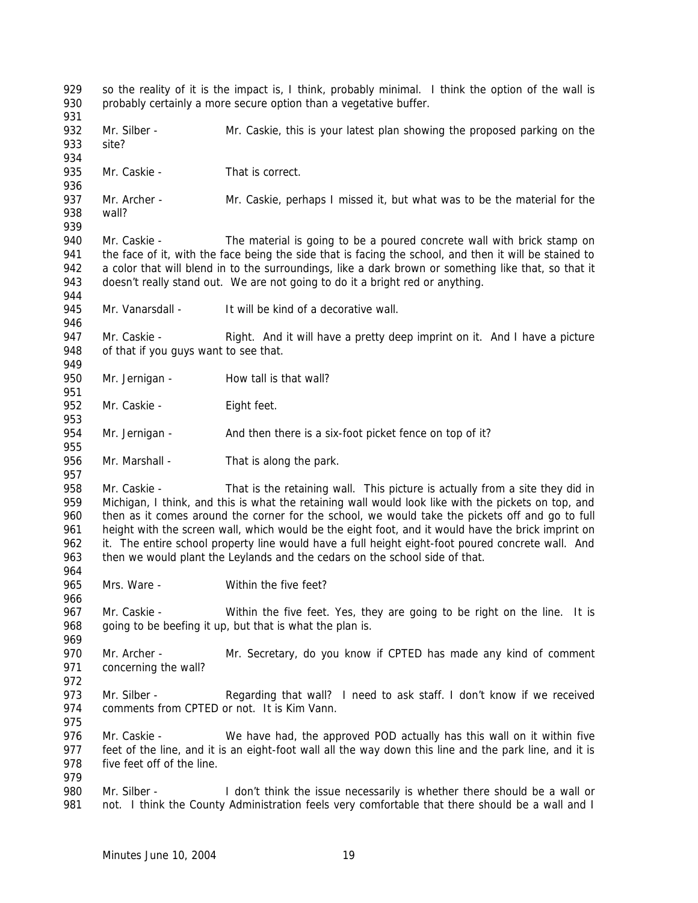so the reality of it is the impact is, I think, probably minimal. I think the option of the wall is probably certainly a more secure option than a vegetative buffer.

Mr. Silber - Mr. Caskie, this is your latest plan showing the proposed parking on the site?

Mr. Caskie - That is correct.

Mr. Archer - Mr. Caskie, perhaps I missed it, but what was to be the material for the wall?

Mr. Caskie - The material is going to be a poured concrete wall with brick stamp on the face of it, with the face being the side that is facing the school, and then it will be stained to a color that will blend in to the surroundings, like a dark brown or something like that, so that it doesn't really stand out. We are not going to do it a bright red or anything.

Mr. Vanarsdall - It will be kind of a decorative wall.

Mr. Caskie - Right. And it will have a pretty deep imprint on it. And I have a picture of that if you guys want to see that.

Mr. Jernigan - How tall is that wall?

Mr. Caskie - Eight feet.

Mr. Jernigan - And then there is a six-foot picket fence on top of it?

Mr. Marshall - That is along the park.

Mr. Caskie - That is the retaining wall. This picture is actually from a site they did in Michigan, I think, and this is what the retaining wall would look like with the pickets on top, and then as it comes around the corner for the school, we would take the pickets off and go to full height with the screen wall, which would be the eight foot, and it would have the brick imprint on it. The entire school property line would have a full height eight-foot poured concrete wall. And then we would plant the Leylands and the cedars on the school side of that.

Mrs. Ware - Within the five feet?

Mr. Caskie - Within the five feet. Yes, they are going to be right on the line. It is going to be beefing it up, but that is what the plan is.

Mr. Archer - Mr. Secretary, do you know if CPTED has made any kind of comment concerning the wall?

Mr. Silber - Regarding that wall? I need to ask staff. I don't know if we received comments from CPTED or not. It is Kim Vann.

Mr. Caskie - We have had, the approved POD actually has this wall on it within five feet of the line, and it is an eight-foot wall all the way down this line and the park line, and it is five feet off of the line.

Mr. Silber - I don't think the issue necessarily is whether there should be a wall or not. I think the County Administration feels very comfortable that there should be a wall and I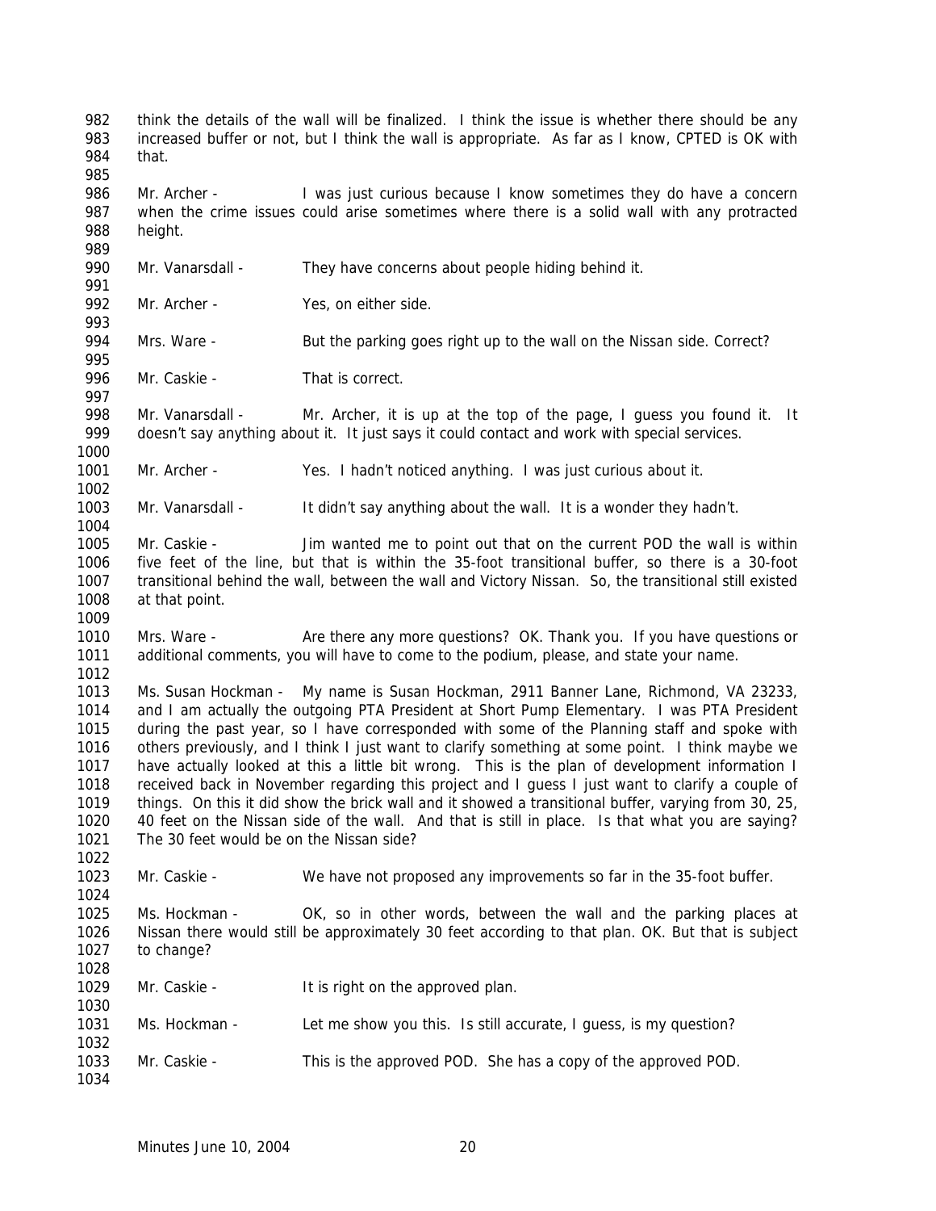think the details of the wall will be finalized. I think the issue is whether there should be any increased buffer or not, but I think the wall is appropriate. As far as I know, CPTED is OK with that.

Mr. Archer - I was just curious because I know sometimes they do have a concern when the crime issues could arise sometimes where there is a solid wall with any protracted height.

Mr. Vanarsdall - They have concerns about people hiding behind it.

Mr. Archer - Yes, on either side.

Mrs. Ware - But the parking goes right up to the wall on the Nissan side. Correct?

Mr. Caskie - That is correct.

Mr. Vanarsdall - Mr. Archer, it is up at the top of the page, I guess you found it. It doesn't say anything about it. It just says it could contact and work with special services.

Mr. Archer - Yes. I hadn't noticed anything. I was just curious about it.

Mr. Vanarsdall - It didn't say anything about the wall. It is a wonder they hadn't.

Mr. Caskie - Jim wanted me to point out that on the current POD the wall is within five feet of the line, but that is within the 35-foot transitional buffer, so there is a 30-foot transitional behind the wall, between the wall and Victory Nissan. So, the transitional still existed at that point.

Mrs. Ware - Are there any more questions? OK. Thank you. If you have questions or additional comments, you will have to come to the podium, please, and state your name.

Ms. Susan Hockman - My name is Susan Hockman, 2911 Banner Lane, Richmond, VA 23233, and I am actually the outgoing PTA President at Short Pump Elementary. I was PTA President during the past year, so I have corresponded with some of the Planning staff and spoke with others previously, and I think I just want to clarify something at some point. I think maybe we have actually looked at this a little bit wrong. This is the plan of development information I received back in November regarding this project and I guess I just want to clarify a couple of things. On this it did show the brick wall and it showed a transitional buffer, varying from 30, 25, 40 feet on the Nissan side of the wall. And that is still in place. Is that what you are saying? The 30 feet would be on the Nissan side?

Mr. Caskie - We have not proposed any improvements so far in the 35-foot buffer.

Ms. Hockman - OK, so in other words, between the wall and the parking places at Nissan there would still be approximately 30 feet according to that plan. OK. But that is subject to change?

Mr. Caskie - It is right on the approved plan.

Ms. Hockman - Let me show you this. Is still accurate, I guess, is my question?

Mr. Caskie - This is the approved POD. She has a copy of the approved POD.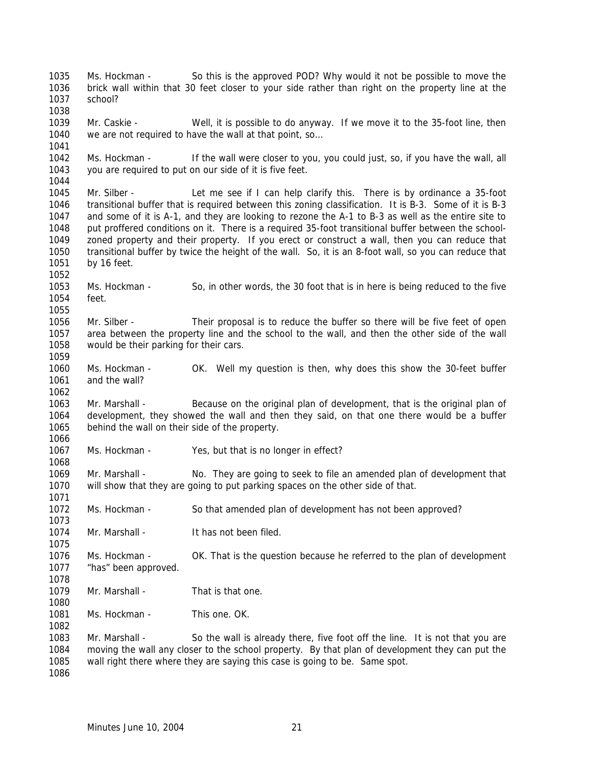Ms. Hockman - So this is the approved POD? Why would it not be possible to move the brick wall within that 30 feet closer to your side rather than right on the property line at the school?

Mr. Caskie - Well, it is possible to do anyway. If we move it to the 35-foot line, then we are not required to have the wall at that point, so…

Ms. Hockman - If the wall were closer to you, you could just, so, if you have the wall, all you are required to put on our side of it is five feet.

Mr. Silber - Let me see if I can help clarify this. There is by ordinance a 35-foot transitional buffer that is required between this zoning classification. It is B-3. Some of it is B-3 and some of it is A-1, and they are looking to rezone the A-1 to B-3 as well as the entire site to put proffered conditions on it. There is a required 35-foot transitional buffer between the school-zoned property and their property. If you erect or construct a wall, then you can reduce that transitional buffer by twice the height of the wall. So, it is an 8-foot wall, so you can reduce that by 16 feet.

Ms. Hockman - So, in other words, the 30 foot that is in here is being reduced to the five feet.

Mr. Silber - Their proposal is to reduce the buffer so there will be five feet of open area between the property line and the school to the wall, and then the other side of the wall would be their parking for their cars.

Ms. Hockman - OK. Well my question is then, why does this show the 30-feet buffer and the wall?

Mr. Marshall - Because on the original plan of development, that is the original plan of development, they showed the wall and then they said, on that one there would be a buffer behind the wall on their side of the property.

Ms. Hockman - Yes, but that is no longer in effect?

Mr. Marshall - No. They are going to seek to file an amended plan of development that will show that they are going to put parking spaces on the other side of that.

Ms. Hockman - So that amended plan of development has not been approved?

Mr. Marshall - It has not been filed.

Ms. Hockman - OK. That is the question because he referred to the plan of development "has" been approved.

Mr. Marshall - That is that one.

Ms. Hockman - This one. OK.

Mr. Marshall - So the wall is already there, five foot off the line. It is not that you are moving the wall any closer to the school property. By that plan of development they can put the wall right there where they are saying this case is going to be. Same spot.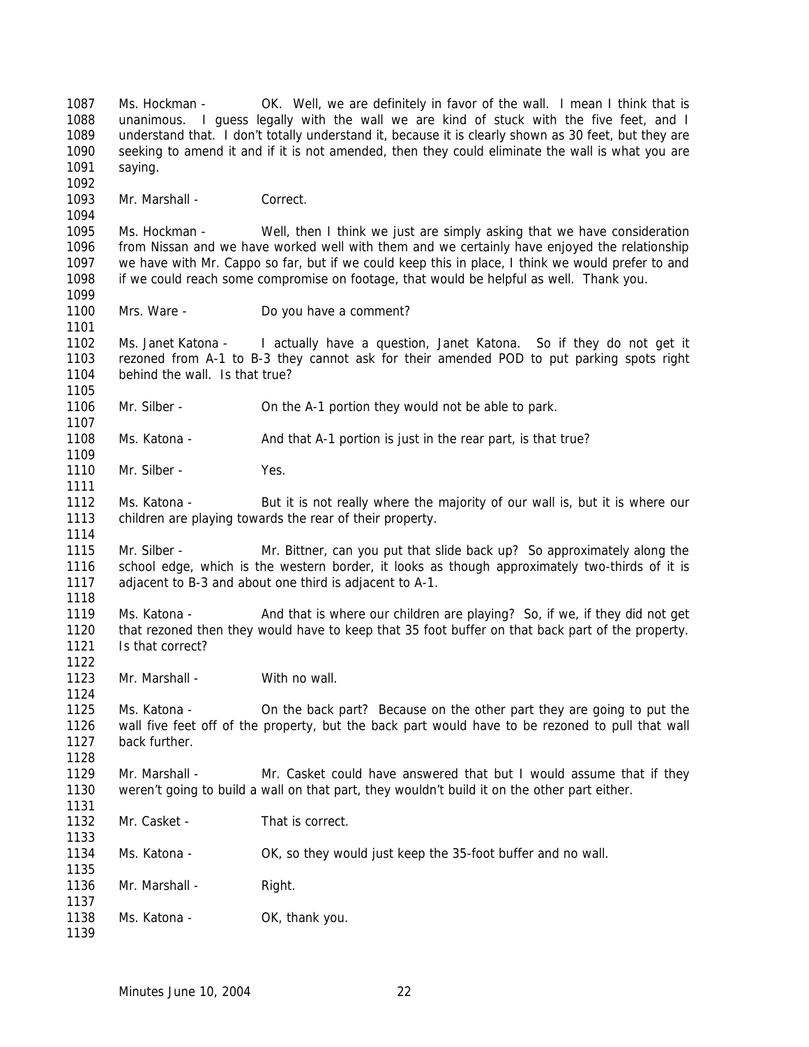1087 Ms. Hockman - OK. Well, we are definitely in favor of the wall. I mean I think that is
1088 unanimous. I guess legally with the wall we are kind of stuck with the five feet, and I
1089 understand that. I don't totally understand it, because it is clearly shown as 30 feet, but they are
1090 seeking to amend it and if it is not amended, then they could eliminate the wall is what you are
1091 saying.
1092
1093 Mr. Marshall - Correct.
1094
1095 Ms. Hockman - Well, then I think we just are simply asking that we have consideration
1096 from Nissan and we have worked well with them and we certainly have enjoyed the relationship
1097 we have with Mr. Cappo so far, but if we could keep this in place, I think we would prefer to and
1098 if we could reach some compromise on footage, that would be helpful as well. Thank you.
1099
1100 Mrs. Ware - Do you have a comment?
1101
1102 Ms. Janet Katona - I actually have a question, Janet Katona. So if they do not get it
1103 rezoned from A-1 to B-3 they cannot ask for their amended POD to put parking spots right
1104 behind the wall. Is that true?
1105
1106 Mr. Silber - On the A-1 portion they would not be able to park.
1107
1108 Ms. Katona - And that A-1 portion is just in the rear part, is that true?
1109
1110 Mr. Silber - Yes.
1111
1112 Ms. Katona - But it is not really where the majority of our wall is, but it is where our
1113 children are playing towards the rear of their property.
1114
1115 Mr. Silber - Mr. Bittner, can you put that slide back up? So approximately along the
1116 school edge, which is the western border, it looks as though approximately two-thirds of it is
1117 adjacent to B-3 and about one third is adjacent to A-1.
1118
1119 Ms. Katona - And that is where our children are playing? So, if we, if they did not get
1120 that rezoned then they would have to keep that 35 foot buffer on that back part of the property.
1121 Is that correct?
1122
1123 Mr. Marshall - With no wall.
1124
1125 Ms. Katona - On the back part? Because on the other part they are going to put the
1126 wall five feet off of the property, but the back part would have to be rezoned to pull that wall
1127 back further.
1128
1129 Mr. Marshall - Mr. Casket could have answered that but I would assume that if they
1130 weren't going to build a wall on that part, they wouldn't build it on the other part either.
1131
1132 Mr. Casket - That is correct.
1133
1134 Ms. Katona - OK, so they would just keep the 35-foot buffer and no wall.
1135
1136 Mr. Marshall - Right.
1137
1138 Ms. Katona - OK, thank you.
1139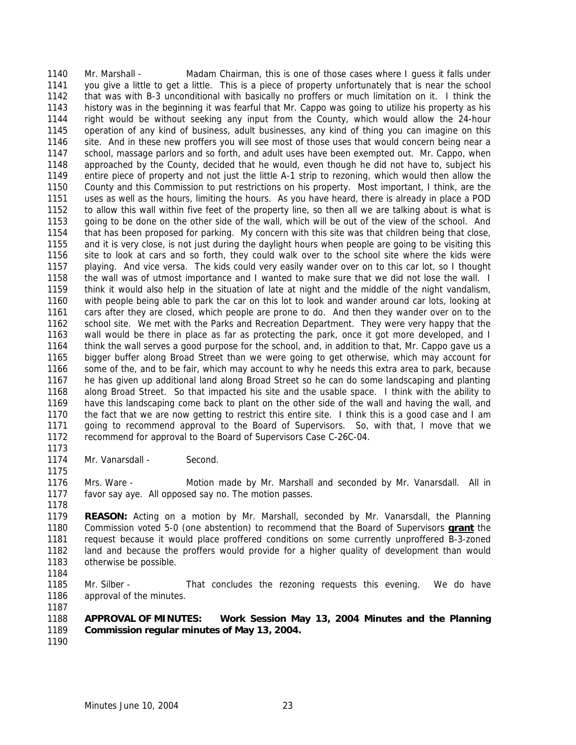Mr. Marshall - Madam Chairman, this is one of those cases where I guess it falls under you give a little to get a little. This is a piece of property unfortunately that is near the school that was with B-3 unconditional with basically no proffers or much limitation on it. I think the history was in the beginning it was fearful that Mr. Cappo was going to utilize his property as his right would be without seeking any input from the County, which would allow the 24-hour operation of any kind of business, adult businesses, any kind of thing you can imagine on this site. And in these new proffers you will see most of those uses that would concern being near a school, massage parlors and so forth, and adult uses have been exempted out. Mr. Cappo, when approached by the County, decided that he would, even though he did not have to, subject his entire piece of property and not just the little A-1 strip to rezoning, which would then allow the County and this Commission to put restrictions on his property. Most important, I think, are the uses as well as the hours, limiting the hours. As you have heard, there is already in place a POD to allow this wall within five feet of the property line, so then all we are talking about is what is going to be done on the other side of the wall, which will be out of the view of the school. And that has been proposed for parking. My concern with this site was that children being that close, and it is very close, is not just during the daylight hours when people are going to be visiting this site to look at cars and so forth, they could walk over to the school site where the kids were playing. And vice versa. The kids could very easily wander over on to this car lot, so I thought the wall was of utmost importance and I wanted to make sure that we did not lose the wall. I think it would also help in the situation of late at night and the middle of the night vandalism, with people being able to park the car on this lot to look and wander around car lots, looking at cars after they are closed, which people are prone to do. And then they wander over on to the school site. We met with the Parks and Recreation Department. They were very happy that the wall would be there in place as far as protecting the park, once it got more developed, and I think the wall serves a good purpose for the school, and, in addition to that, Mr. Cappo gave us a bigger buffer along Broad Street than we were going to get otherwise, which may account for some of the, and to be fair, which may account to why he needs this extra area to park, because he has given up additional land along Broad Street so he can do some landscaping and planting along Broad Street. So that impacted his site and the usable space. I think with the ability to have this landscaping come back to plant on the other side of the wall and having the wall, and the fact that we are now getting to restrict this entire site. I think this is a good case and I am going to recommend approval to the Board of Supervisors. So, with that, I move that we recommend for approval to the Board of Supervisors Case C-26C-04.

Mr. Vanarsdall - Second.

Mrs. Ware - Motion made by Mr. Marshall and seconded by Mr. Vanarsdall. All in favor say aye. All opposed say no. The motion passes.

**REASON:** Acting on a motion by Mr. Marshall, seconded by Mr. Vanarsdall, the Planning Commission voted 5-0 (one abstention) to recommend that the Board of Supervisors **grant** the request because it would place proffered conditions on some currently unproffered B-3-zoned land and because the proffers would provide for a higher quality of development than would otherwise be possible.

Mr. Silber - That concludes the rezoning requests this evening. We do have approval of the minutes.

**APPROVAL OF MINUTES: Work Session May 13, 2004 Minutes and the Planning Commission regular minutes of May 13, 2004.**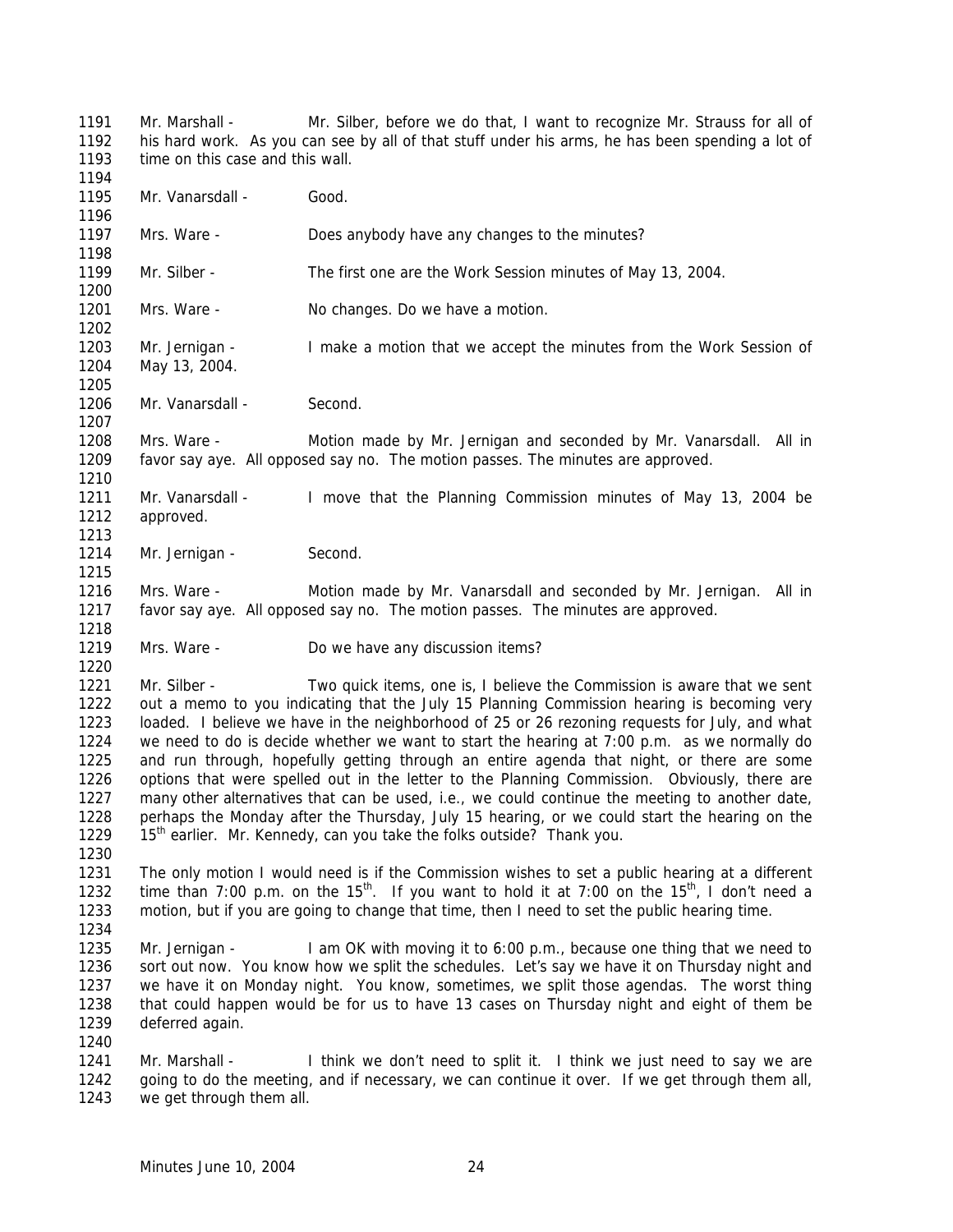Mr. Marshall - Mr. Silber, before we do that, I want to recognize Mr. Strauss for all of his hard work. As you can see by all of that stuff under his arms, he has been spending a lot of time on this case and this wall.

Mr. Vanarsdall - Good.

Mrs. Ware - Does anybody have any changes to the minutes?

Mr. Silber - The first one are the Work Session minutes of May 13, 2004.

Mrs. Ware - No changes. Do we have a motion.

Mr. Jernigan - I make a motion that we accept the minutes from the Work Session of May 13, 2004.

Mr. Vanarsdall - Second.

Mrs. Ware - Motion made by Mr. Jernigan and seconded by Mr. Vanarsdall. All in favor say aye. All opposed say no. The motion passes. The minutes are approved.

Mr. Vanarsdall - I move that the Planning Commission minutes of May 13, 2004 be approved.

Mr. Jernigan - Second.

Mrs. Ware - Motion made by Mr. Vanarsdall and seconded by Mr. Jernigan. All in favor say aye. All opposed say no. The motion passes. The minutes are approved.

Mrs. Ware - Do we have any discussion items?

Mr. Silber - Two quick items, one is, I believe the Commission is aware that we sent out a memo to you indicating that the July 15 Planning Commission hearing is becoming very loaded. I believe we have in the neighborhood of 25 or 26 rezoning requests for July, and what we need to do is decide whether we want to start the hearing at 7:00 p.m. as we normally do and run through, hopefully getting through an entire agenda that night, or there are some options that were spelled out in the letter to the Planning Commission. Obviously, there are many other alternatives that can be used, i.e., we could continue the meeting to another date, perhaps the Monday after the Thursday, July 15 hearing, or we could start the hearing on the 15th earlier. Mr. Kennedy, can you take the folks outside? Thank you.

The only motion I would need is if the Commission wishes to set a public hearing at a different time than 7:00 p.m. on the 15th. If you want to hold it at 7:00 on the 15th, I don't need a motion, but if you are going to change that time, then I need to set the public hearing time.

Mr. Jernigan - I am OK with moving it to 6:00 p.m., because one thing that we need to sort out now. You know how we split the schedules. Let's say we have it on Thursday night and we have it on Monday night. You know, sometimes, we split those agendas. The worst thing that could happen would be for us to have 13 cases on Thursday night and eight of them be deferred again.

Mr. Marshall - I think we don't need to split it. I think we just need to say we are going to do the meeting, and if necessary, we can continue it over. If we get through them all, we get through them all.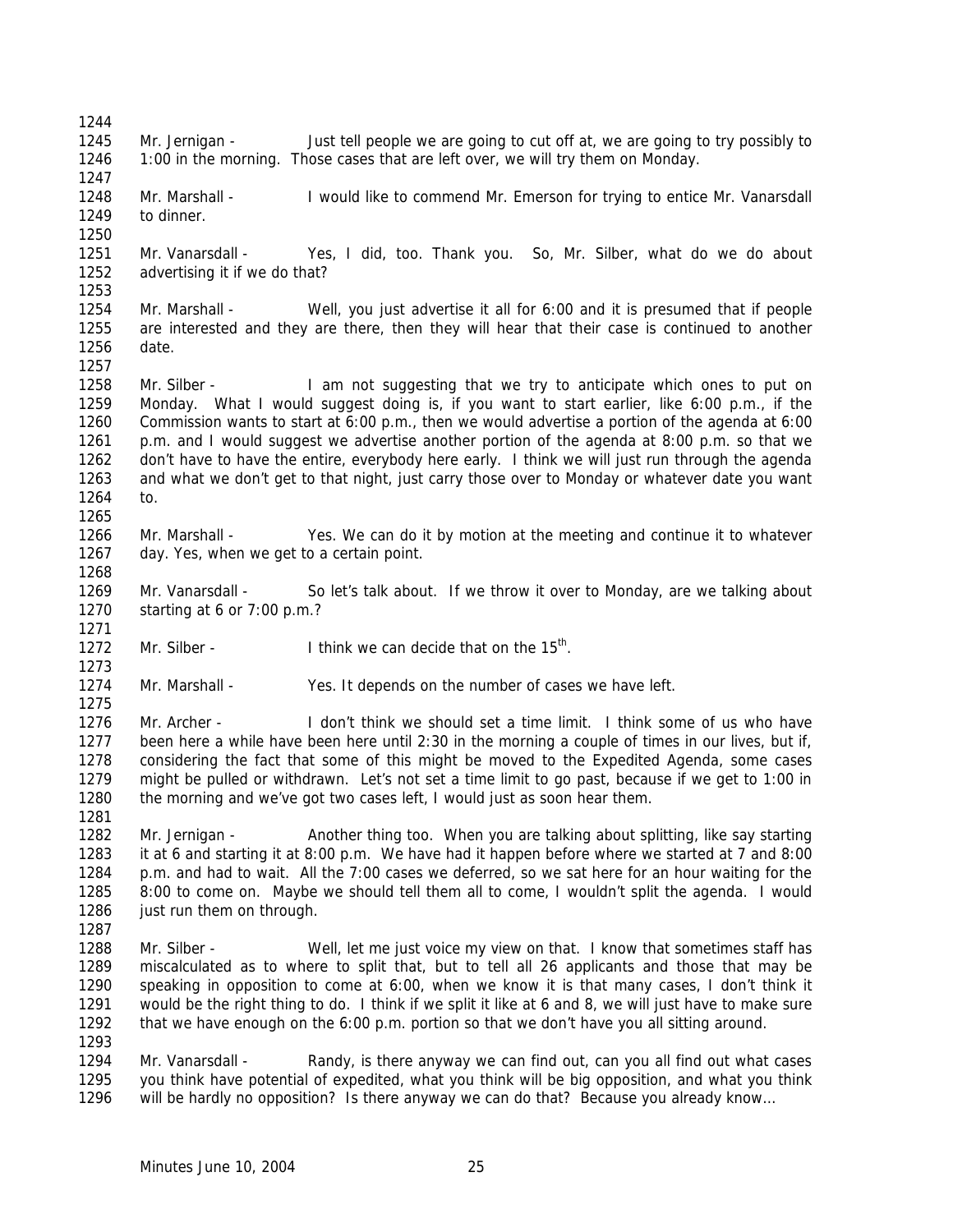Mr. Jernigan - Just tell people we are going to cut off at, we are going to try possibly to 1:00 in the morning. Those cases that are left over, we will try them on Monday.

Mr. Marshall - I would like to commend Mr. Emerson for trying to entice Mr. Vanarsdall to dinner.

Mr. Vanarsdall - Yes, I did, too. Thank you. So, Mr. Silber, what do we do about advertising it if we do that?

Mr. Marshall - Well, you just advertise it all for 6:00 and it is presumed that if people are interested and they are there, then they will hear that their case is continued to another date.

Mr. Silber - I am not suggesting that we try to anticipate which ones to put on Monday. What I would suggest doing is, if you want to start earlier, like 6:00 p.m., if the Commission wants to start at 6:00 p.m., then we would advertise a portion of the agenda at 6:00 p.m. and I would suggest we advertise another portion of the agenda at 8:00 p.m. so that we don't have to have the entire, everybody here early. I think we will just run through the agenda and what we don't get to that night, just carry those over to Monday or whatever date you want to.

Mr. Marshall - Yes. We can do it by motion at the meeting and continue it to whatever day. Yes, when we get to a certain point.

Mr. Vanarsdall - So let's talk about. If we throw it over to Monday, are we talking about starting at 6 or 7:00 p.m.?

Mr. Silber - I think we can decide that on the 15th.

Mr. Marshall - Yes. It depends on the number of cases we have left.

Mr. Archer - I don't think we should set a time limit. I think some of us who have been here a while have been here until 2:30 in the morning a couple of times in our lives, but if, considering the fact that some of this might be moved to the Expedited Agenda, some cases might be pulled or withdrawn. Let's not set a time limit to go past, because if we get to 1:00 in the morning and we've got two cases left, I would just as soon hear them.

Mr. Jernigan - Another thing too. When you are talking about splitting, like say starting it at 6 and starting it at 8:00 p.m. We have had it happen before where we started at 7 and 8:00 p.m. and had to wait. All the 7:00 cases we deferred, so we sat here for an hour waiting for the 8:00 to come on. Maybe we should tell them all to come, I wouldn't split the agenda. I would just run them on through.

Mr. Silber - Well, let me just voice my view on that. I know that sometimes staff has miscalculated as to where to split that, but to tell all 26 applicants and those that may be speaking in opposition to come at 6:00, when we know it is that many cases, I don't think it would be the right thing to do. I think if we split it like at 6 and 8, we will just have to make sure that we have enough on the 6:00 p.m. portion so that we don't have you all sitting around.

Mr. Vanarsdall - Randy, is there anyway we can find out, can you all find out what cases you think have potential of expedited, what you think will be big opposition, and what you think will be hardly no opposition? Is there anyway we can do that? Because you already know…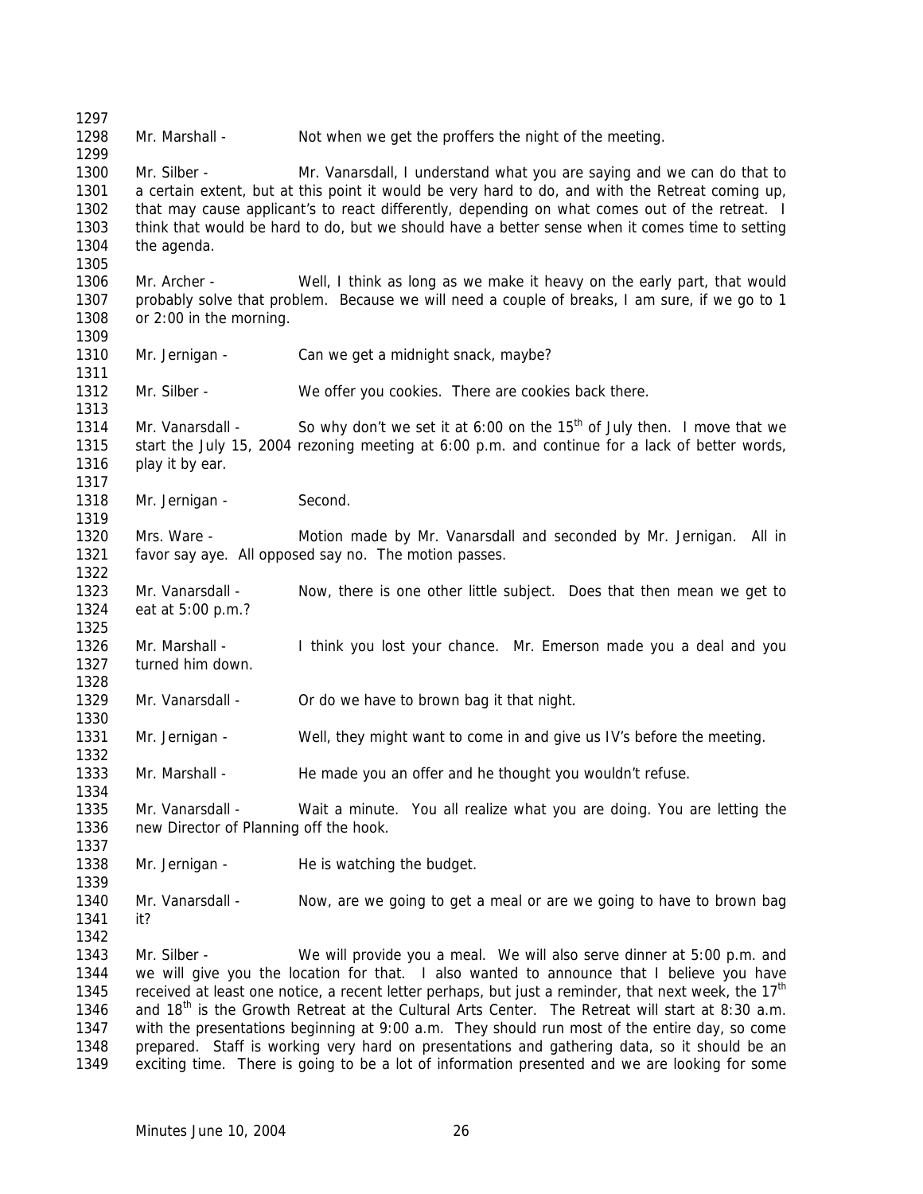Mr. Marshall - Not when we get the proffers the night of the meeting.

Mr. Silber - Mr. Vanarsdall, I understand what you are saying and we can do that to a certain extent, but at this point it would be very hard to do, and with the Retreat coming up, that may cause applicant's to react differently, depending on what comes out of the retreat. I think that would be hard to do, but we should have a better sense when it comes time to setting the agenda.

Mr. Archer - Well, I think as long as we make it heavy on the early part, that would probably solve that problem. Because we will need a couple of breaks, I am sure, if we go to 1 or 2:00 in the morning.

Mr. Jernigan - Can we get a midnight snack, maybe?

Mr. Silber - We offer you cookies. There are cookies back there.

Mr. Vanarsdall - So why don't we set it at 6:00 on the 15th of July then. I move that we start the July 15, 2004 rezoning meeting at 6:00 p.m. and continue for a lack of better words, play it by ear.

Mr. Jernigan - Second.

Mrs. Ware - Motion made by Mr. Vanarsdall and seconded by Mr. Jernigan. All in favor say aye. All opposed say no. The motion passes.

Mr. Vanarsdall - Now, there is one other little subject. Does that then mean we get to eat at 5:00 p.m.?

Mr. Marshall - I think you lost your chance. Mr. Emerson made you a deal and you turned him down.

Mr. Vanarsdall - Or do we have to brown bag it that night.

Mr. Jernigan - Well, they might want to come in and give us IV's before the meeting.

Mr. Marshall - He made you an offer and he thought you wouldn't refuse.

Mr. Vanarsdall - Wait a minute. You all realize what you are doing. You are letting the new Director of Planning off the hook.

Mr. Jernigan - He is watching the budget.

Mr. Vanarsdall - Now, are we going to get a meal or are we going to have to brown bag it?

Mr. Silber - We will provide you a meal. We will also serve dinner at 5:00 p.m. and we will give you the location for that. I also wanted to announce that I believe you have received at least one notice, a recent letter perhaps, but just a reminder, that next week, the 17th and 18th is the Growth Retreat at the Cultural Arts Center. The Retreat will start at 8:30 a.m. with the presentations beginning at 9:00 a.m. They should run most of the entire day, so come prepared. Staff is working very hard on presentations and gathering data, so it should be an exciting time. There is going to be a lot of information presented and we are looking for some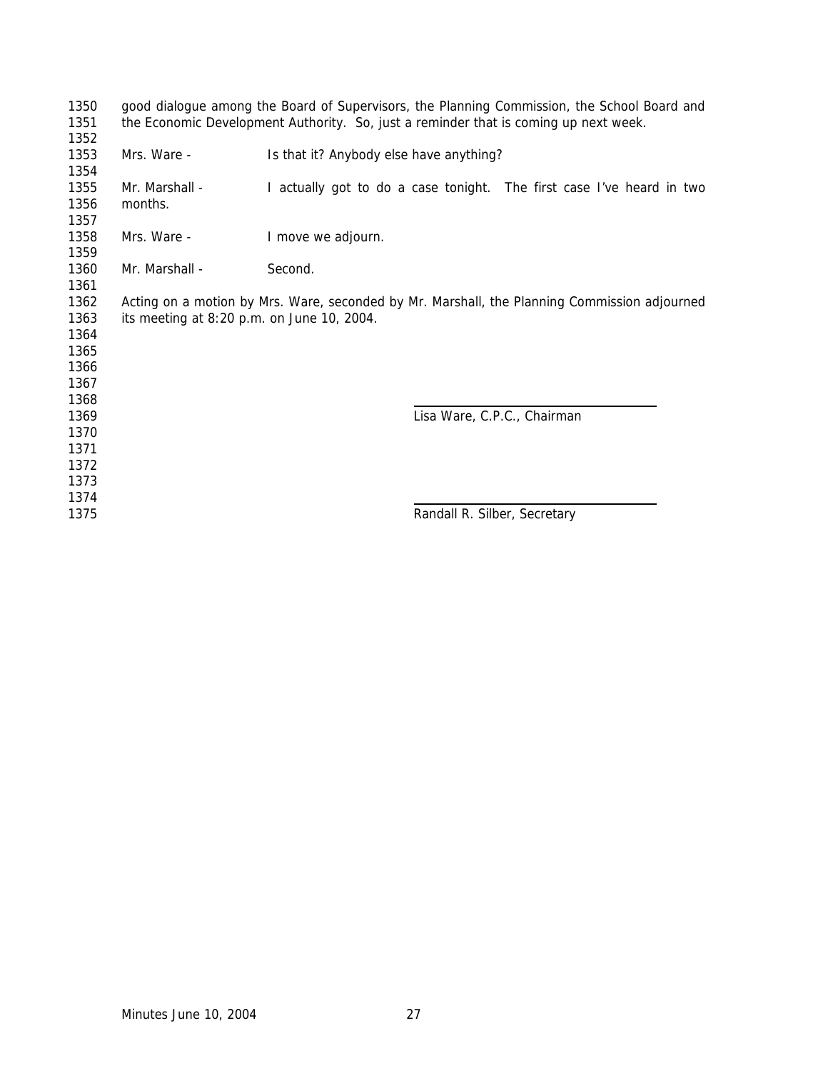good dialogue among the Board of Supervisors, the Planning Commission, the School Board and the Economic Development Authority. So, just a reminder that is coming up next week.

Mrs. Ware - Is that it? Anybody else have anything?

Mr. Marshall - I actually got to do a case tonight. The first case I've heard in two months.

Mrs. Ware - I move we adjourn.

Mr. Marshall - Second.

Acting on a motion by Mrs. Ware, seconded by Mr. Marshall, the Planning Commission adjourned its meeting at 8:20 p.m. on June 10, 2004.

Lisa Ware, C.P.C., Chairman

Randall R. Silber, Secretary